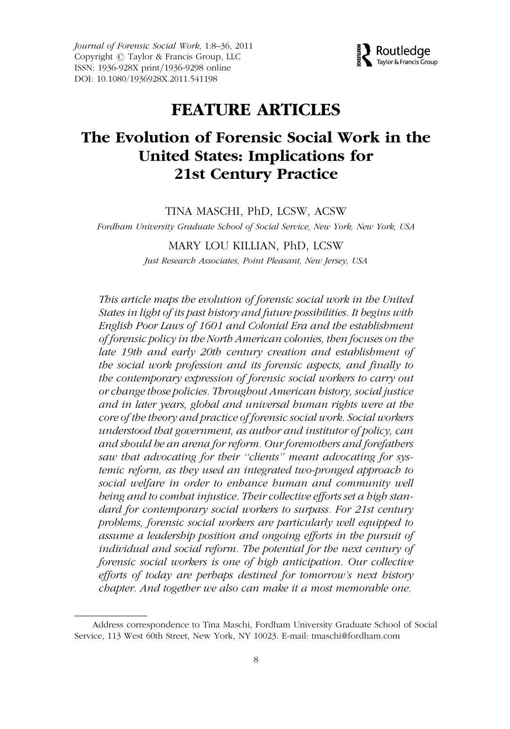Journal of Forensic Social Work, 1:8–36, 2011
Copyright © Taylor & Francis Group, LLC
ISSN: 1936-928X print/1936-9298 online
DOI: 10.1080/1936928X.2011.541198

# FEATURE ARTICLES

## The Evolution of Forensic Social Work in the United States: Implications for 21st Century Practice

TINA MASCHI, PhD, LCSW, ACSW

*Fordham University Graduate School of Social Service, New York, New York, USA*

MARY LOU KILLIAN, PhD, LCSW

*Just Research Associates, Point Pleasant, New Jersey, USA*

*This article maps the evolution of forensic social work in the United States in light of its past history and future possibilities. It begins with English Poor Laws of 1601 and Colonial Era and the establishment of forensic policy in the North American colonies, then focuses on the late 19th and early 20th century creation and establishment of the social work profession and its forensic aspects, and finally to the contemporary expression of forensic social workers to carry out or change those policies. Throughout American history, social justice and in later years, global and universal human rights were at the core of the theory and practice of forensic social work. Social workers understood that government, as author and institutor of policy, can and should be an arena for reform. Our foremothers and forefathers saw that advocating for their "clients" meant advocating for systemic reform, as they used an integrated two-pronged approach to social welfare in order to enhance human and community well being and to combat injustice. Their collective efforts set a high standard for contemporary social workers to surpass. For 21st century problems, forensic social workers are particularly well equipped to assume a leadership position and ongoing efforts in the pursuit of individual and social reform. The potential for the next century of forensic social workers is one of high anticipation. Our collective efforts of today are perhaps destined for tomorrow's next history chapter. And together we also can make it a most memorable one.*

Address correspondence to Tina Maschi, Fordham University Graduate School of Social Service, 113 West 60th Street, New York, NY 10023. E-mail: tmaschi@fordham.com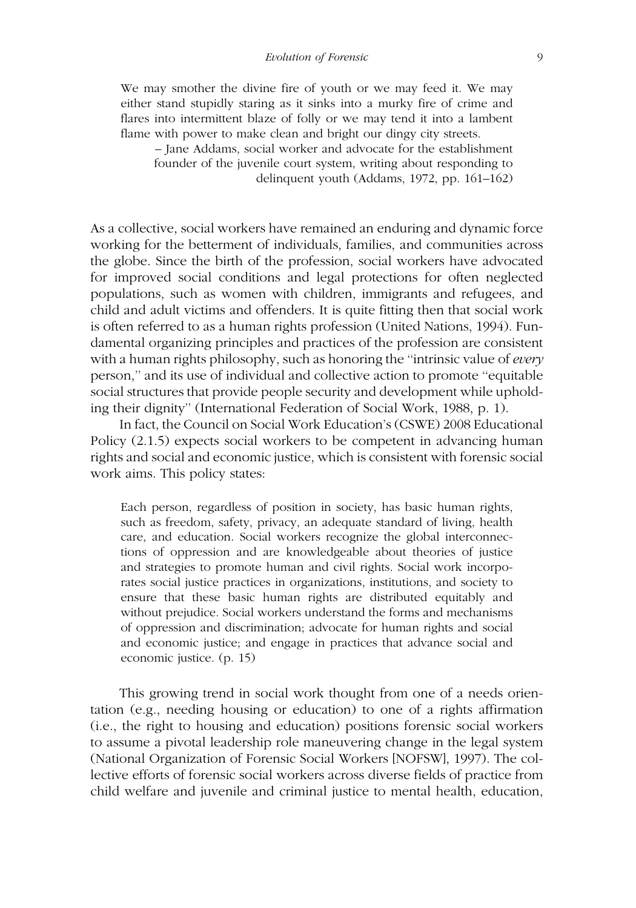> We may smother the divine fire of youth or we may feed it. We may either stand stupidly staring as it sinks into a murky fire of crime and flares into intermittent blaze of folly or we may tend it into a lambent flame with power to make clean and bright our dingy city streets.
>
> – Jane Addams, social worker and advocate for the establishment founder of the juvenile court system, writing about responding to delinquent youth (Addams, 1972, pp. 161–162)

As a collective, social workers have remained an enduring and dynamic force working for the betterment of individuals, families, and communities across the globe. Since the birth of the profession, social workers have advocated for improved social conditions and legal protections for often neglected populations, such as women with children, immigrants and refugees, and child and adult victims and offenders. It is quite fitting then that social work is often referred to as a human rights profession (United Nations, 1994). Fundamental organizing principles and practices of the profession are consistent with a human rights philosophy, such as honoring the "intrinsic value of *every* person," and its use of individual and collective action to promote "equitable social structures that provide people security and development while upholding their dignity" (International Federation of Social Work, 1988, p. 1).

In fact, the Council on Social Work Education's (CSWE) 2008 Educational Policy (2.1.5) expects social workers to be competent in advancing human rights and social and economic justice, which is consistent with forensic social work aims. This policy states:

> Each person, regardless of position in society, has basic human rights, such as freedom, safety, privacy, an adequate standard of living, health care, and education. Social workers recognize the global interconnections of oppression and are knowledgeable about theories of justice and strategies to promote human and civil rights. Social work incorporates social justice practices in organizations, institutions, and society to ensure that these basic human rights are distributed equitably and without prejudice. Social workers understand the forms and mechanisms of oppression and discrimination; advocate for human rights and social and economic justice; and engage in practices that advance social and economic justice. (p. 15)

This growing trend in social work thought from one of a needs orientation (e.g., needing housing or education) to one of a rights affirmation (i.e., the right to housing and education) positions forensic social workers to assume a pivotal leadership role maneuvering change in the legal system (National Organization of Forensic Social Workers [NOFSW], 1997). The collective efforts of forensic social workers across diverse fields of practice from child welfare and juvenile and criminal justice to mental health, education,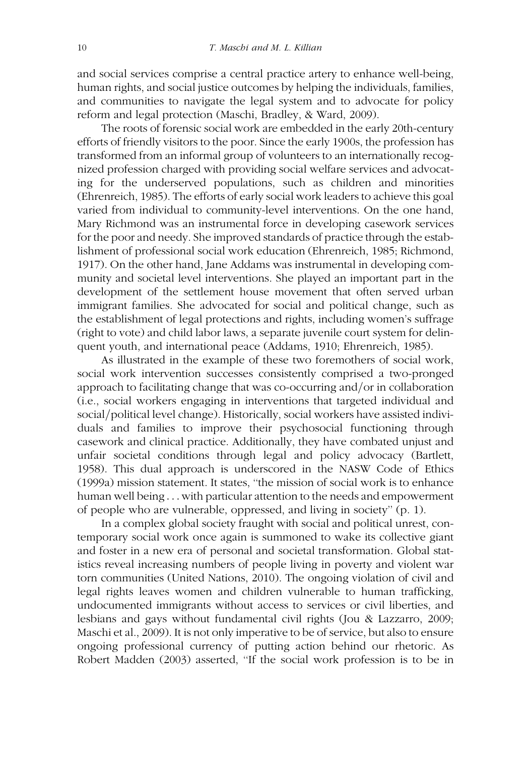and social services comprise a central practice artery to enhance well-being, human rights, and social justice outcomes by helping the individuals, families, and communities to navigate the legal system and to advocate for policy reform and legal protection (Maschi, Bradley, & Ward, 2009).

The roots of forensic social work are embedded in the early 20th-century efforts of friendly visitors to the poor. Since the early 1900s, the profession has transformed from an informal group of volunteers to an internationally recognized profession charged with providing social welfare services and advocating for the underserved populations, such as children and minorities (Ehrenreich, 1985). The efforts of early social work leaders to achieve this goal varied from individual to community-level interventions. On the one hand, Mary Richmond was an instrumental force in developing casework services for the poor and needy. She improved standards of practice through the establishment of professional social work education (Ehrenreich, 1985; Richmond, 1917). On the other hand, Jane Addams was instrumental in developing community and societal level interventions. She played an important part in the development of the settlement house movement that often served urban immigrant families. She advocated for social and political change, such as the establishment of legal protections and rights, including women's suffrage (right to vote) and child labor laws, a separate juvenile court system for delinquent youth, and international peace (Addams, 1910; Ehrenreich, 1985).

As illustrated in the example of these two foremothers of social work, social work intervention successes consistently comprised a two-pronged approach to facilitating change that was co-occurring and/or in collaboration (i.e., social workers engaging in interventions that targeted individual and social/political level change). Historically, social workers have assisted individuals and families to improve their psychosocial functioning through casework and clinical practice. Additionally, they have combated unjust and unfair societal conditions through legal and policy advocacy (Bartlett, 1958). This dual approach is underscored in the NASW Code of Ethics (1999a) mission statement. It states, "the mission of social work is to enhance human well being . . . with particular attention to the needs and empowerment of people who are vulnerable, oppressed, and living in society" (p. 1).

In a complex global society fraught with social and political unrest, contemporary social work once again is summoned to wake its collective giant and foster in a new era of personal and societal transformation. Global statistics reveal increasing numbers of people living in poverty and violent war torn communities (United Nations, 2010). The ongoing violation of civil and legal rights leaves women and children vulnerable to human trafficking, undocumented immigrants without access to services or civil liberties, and lesbians and gays without fundamental civil rights (Jou & Lazzarro, 2009; Maschi et al., 2009). It is not only imperative to be of service, but also to ensure ongoing professional currency of putting action behind our rhetoric. As Robert Madden (2003) asserted, "If the social work profession is to be in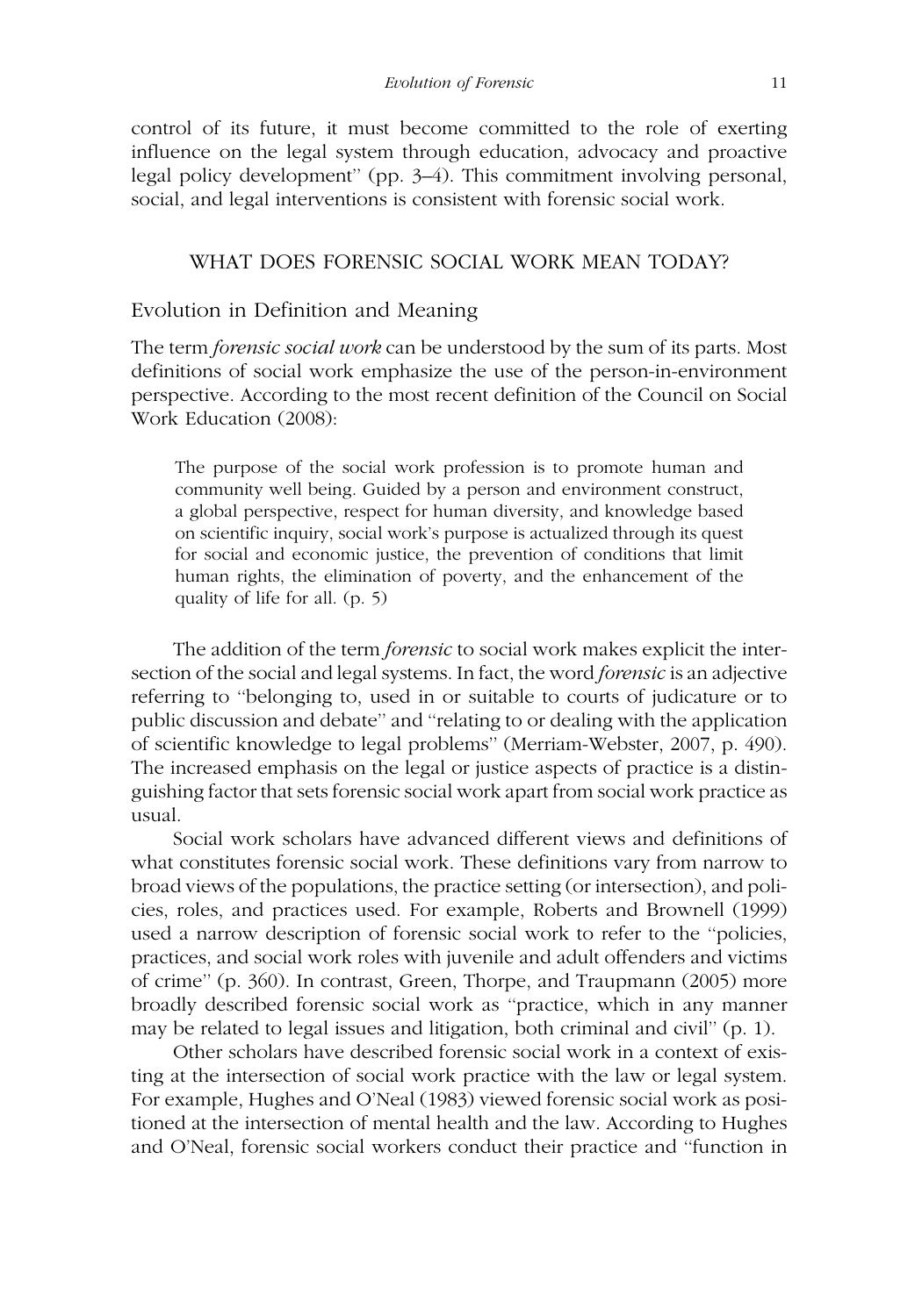control of its future, it must become committed to the role of exerting influence on the legal system through education, advocacy and proactive legal policy development'' (pp. 3–4). This commitment involving personal, social, and legal interventions is consistent with forensic social work.

## WHAT DOES FORENSIC SOCIAL WORK MEAN TODAY?

### Evolution in Definition and Meaning

The term *forensic social work* can be understood by the sum of its parts. Most definitions of social work emphasize the use of the person-in-environment perspective. According to the most recent definition of the Council on Social Work Education (2008):

> The purpose of the social work profession is to promote human and community well being. Guided by a person and environment construct, a global perspective, respect for human diversity, and knowledge based on scientific inquiry, social work's purpose is actualized through its quest for social and economic justice, the prevention of conditions that limit human rights, the elimination of poverty, and the enhancement of the quality of life for all. (p. 5)

The addition of the term *forensic* to social work makes explicit the intersection of the social and legal systems. In fact, the word *forensic* is an adjective referring to ''belonging to, used in or suitable to courts of judicature or to public discussion and debate'' and ''relating to or dealing with the application of scientific knowledge to legal problems'' (Merriam-Webster, 2007, p. 490). The increased emphasis on the legal or justice aspects of practice is a distinguishing factor that sets forensic social work apart from social work practice as usual.

Social work scholars have advanced different views and definitions of what constitutes forensic social work. These definitions vary from narrow to broad views of the populations, the practice setting (or intersection), and policies, roles, and practices used. For example, Roberts and Brownell (1999) used a narrow description of forensic social work to refer to the ''policies, practices, and social work roles with juvenile and adult offenders and victims of crime'' (p. 360). In contrast, Green, Thorpe, and Traupmann (2005) more broadly described forensic social work as ''practice, which in any manner may be related to legal issues and litigation, both criminal and civil'' (p. 1).

Other scholars have described forensic social work in a context of existing at the intersection of social work practice with the law or legal system. For example, Hughes and O'Neal (1983) viewed forensic social work as positioned at the intersection of mental health and the law. According to Hughes and O'Neal, forensic social workers conduct their practice and ''function in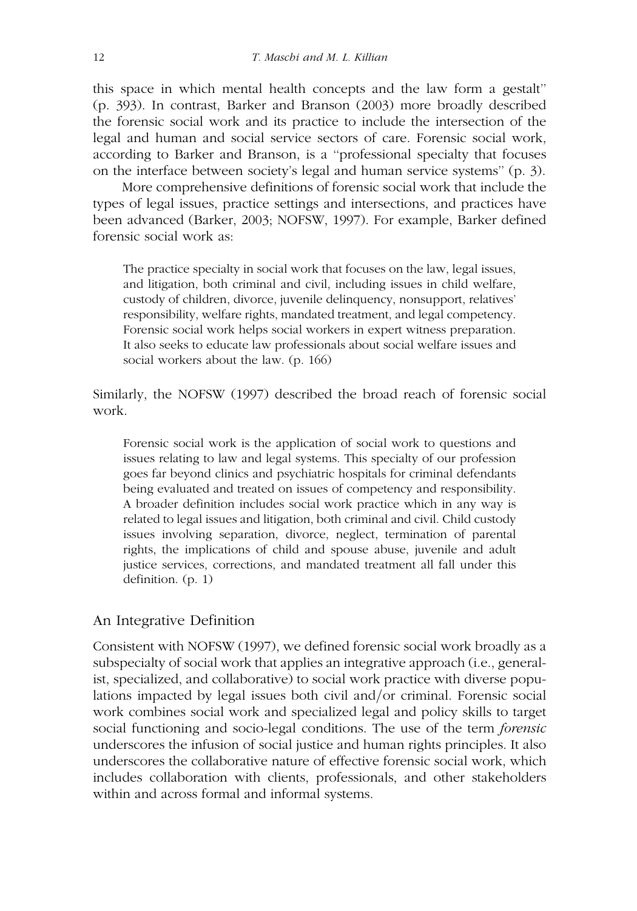this space in which mental health concepts and the law form a gestalt'' (p. 393). In contrast, Barker and Branson (2003) more broadly described the forensic social work and its practice to include the intersection of the legal and human and social service sectors of care. Forensic social work, according to Barker and Branson, is a ''professional specialty that focuses on the interface between society's legal and human service systems'' (p. 3).

More comprehensive definitions of forensic social work that include the types of legal issues, practice settings and intersections, and practices have been advanced (Barker, 2003; NOFSW, 1997). For example, Barker defined forensic social work as:

> The practice specialty in social work that focuses on the law, legal issues, and litigation, both criminal and civil, including issues in child welfare, custody of children, divorce, juvenile delinquency, nonsupport, relatives' responsibility, welfare rights, mandated treatment, and legal competency. Forensic social work helps social workers in expert witness preparation. It also seeks to educate law professionals about social welfare issues and social workers about the law. (p. 166)

Similarly, the NOFSW (1997) described the broad reach of forensic social work.

> Forensic social work is the application of social work to questions and issues relating to law and legal systems. This specialty of our profession goes far beyond clinics and psychiatric hospitals for criminal defendants being evaluated and treated on issues of competency and responsibility. A broader definition includes social work practice which in any way is related to legal issues and litigation, both criminal and civil. Child custody issues involving separation, divorce, neglect, termination of parental rights, the implications of child and spouse abuse, juvenile and adult justice services, corrections, and mandated treatment all fall under this definition. (p. 1)

## An Integrative Definition

Consistent with NOFSW (1997), we defined forensic social work broadly as a subspecialty of social work that applies an integrative approach (i.e., generalist, specialized, and collaborative) to social work practice with diverse populations impacted by legal issues both civil and/or criminal. Forensic social work combines social work and specialized legal and policy skills to target social functioning and socio-legal conditions. The use of the term *forensic* underscores the infusion of social justice and human rights principles. It also underscores the collaborative nature of effective forensic social work, which includes collaboration with clients, professionals, and other stakeholders within and across formal and informal systems.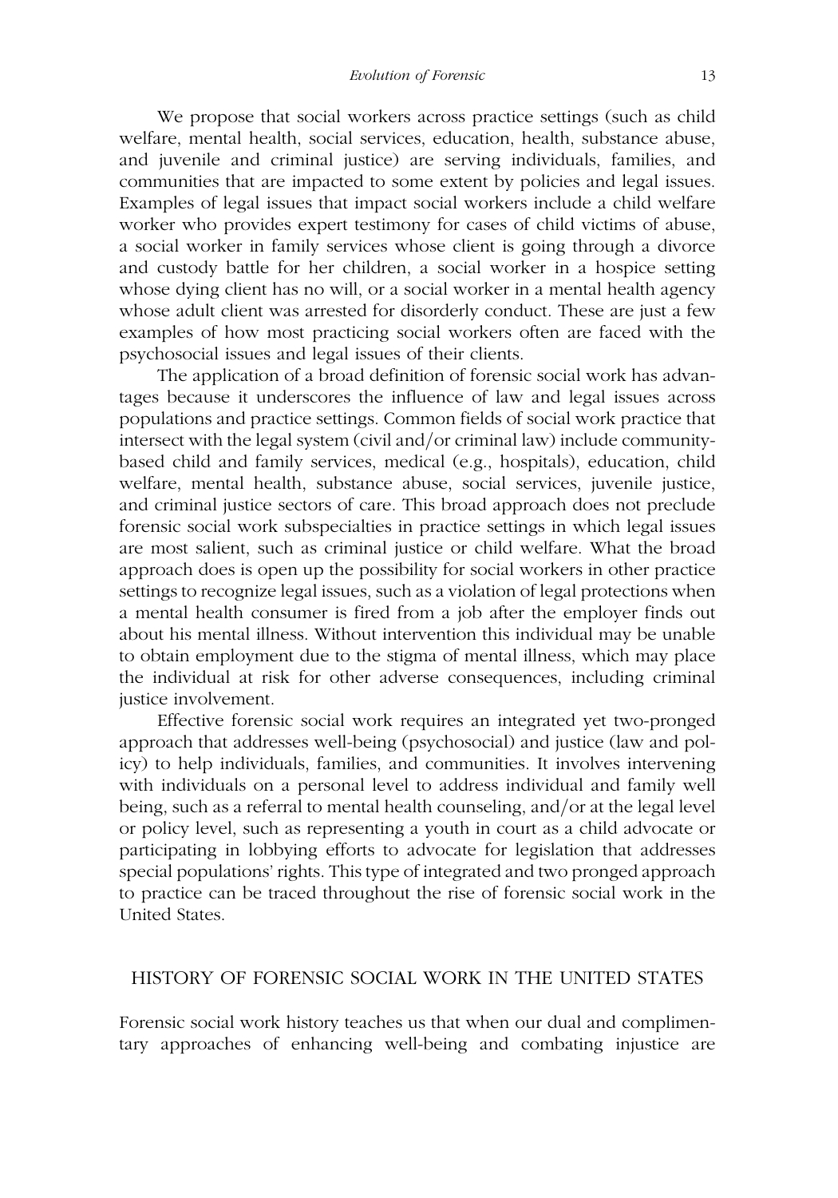We propose that social workers across practice settings (such as child welfare, mental health, social services, education, health, substance abuse, and juvenile and criminal justice) are serving individuals, families, and communities that are impacted to some extent by policies and legal issues. Examples of legal issues that impact social workers include a child welfare worker who provides expert testimony for cases of child victims of abuse, a social worker in family services whose client is going through a divorce and custody battle for her children, a social worker in a hospice setting whose dying client has no will, or a social worker in a mental health agency whose adult client was arrested for disorderly conduct. These are just a few examples of how most practicing social workers often are faced with the psychosocial issues and legal issues of their clients.

The application of a broad definition of forensic social work has advantages because it underscores the influence of law and legal issues across populations and practice settings. Common fields of social work practice that intersect with the legal system (civil and/or criminal law) include community-based child and family services, medical (e.g., hospitals), education, child welfare, mental health, substance abuse, social services, juvenile justice, and criminal justice sectors of care. This broad approach does not preclude forensic social work subspecialties in practice settings in which legal issues are most salient, such as criminal justice or child welfare. What the broad approach does is open up the possibility for social workers in other practice settings to recognize legal issues, such as a violation of legal protections when a mental health consumer is fired from a job after the employer finds out about his mental illness. Without intervention this individual may be unable to obtain employment due to the stigma of mental illness, which may place the individual at risk for other adverse consequences, including criminal justice involvement.

Effective forensic social work requires an integrated yet two-pronged approach that addresses well-being (psychosocial) and justice (law and policy) to help individuals, families, and communities. It involves intervening with individuals on a personal level to address individual and family well being, such as a referral to mental health counseling, and/or at the legal level or policy level, such as representing a youth in court as a child advocate or participating in lobbying efforts to advocate for legislation that addresses special populations' rights. This type of integrated and two pronged approach to practice can be traced throughout the rise of forensic social work in the United States.

## HISTORY OF FORENSIC SOCIAL WORK IN THE UNITED STATES

Forensic social work history teaches us that when our dual and complimentary approaches of enhancing well-being and combating injustice are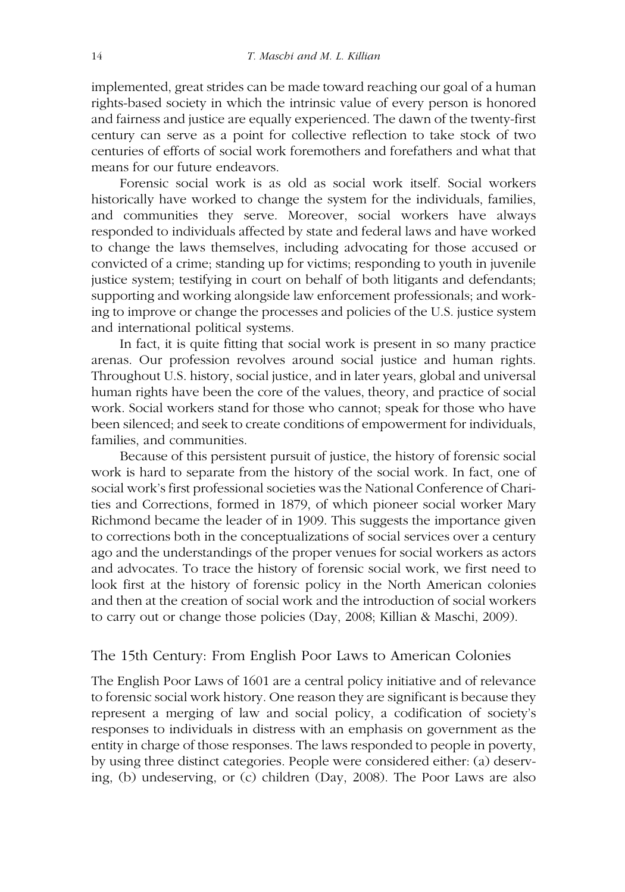implemented, great strides can be made toward reaching our goal of a human rights-based society in which the intrinsic value of every person is honored and fairness and justice are equally experienced. The dawn of the twenty-first century can serve as a point for collective reflection to take stock of two centuries of efforts of social work foremothers and forefathers and what that means for our future endeavors.

Forensic social work is as old as social work itself. Social workers historically have worked to change the system for the individuals, families, and communities they serve. Moreover, social workers have always responded to individuals affected by state and federal laws and have worked to change the laws themselves, including advocating for those accused or convicted of a crime; standing up for victims; responding to youth in juvenile justice system; testifying in court on behalf of both litigants and defendants; supporting and working alongside law enforcement professionals; and working to improve or change the processes and policies of the U.S. justice system and international political systems.

In fact, it is quite fitting that social work is present in so many practice arenas. Our profession revolves around social justice and human rights. Throughout U.S. history, social justice, and in later years, global and universal human rights have been the core of the values, theory, and practice of social work. Social workers stand for those who cannot; speak for those who have been silenced; and seek to create conditions of empowerment for individuals, families, and communities.

Because of this persistent pursuit of justice, the history of forensic social work is hard to separate from the history of the social work. In fact, one of social work's first professional societies was the National Conference of Charities and Corrections, formed in 1879, of which pioneer social worker Mary Richmond became the leader of in 1909. This suggests the importance given to corrections both in the conceptualizations of social services over a century ago and the understandings of the proper venues for social workers as actors and advocates. To trace the history of forensic social work, we first need to look first at the history of forensic policy in the North American colonies and then at the creation of social work and the introduction of social workers to carry out or change those policies (Day, 2008; Killian & Maschi, 2009).

## The 15th Century: From English Poor Laws to American Colonies

The English Poor Laws of 1601 are a central policy initiative and of relevance to forensic social work history. One reason they are significant is because they represent a merging of law and social policy, a codification of society's responses to individuals in distress with an emphasis on government as the entity in charge of those responses. The laws responded to people in poverty, by using three distinct categories. People were considered either: (a) deserving, (b) undeserving, or (c) children (Day, 2008). The Poor Laws are also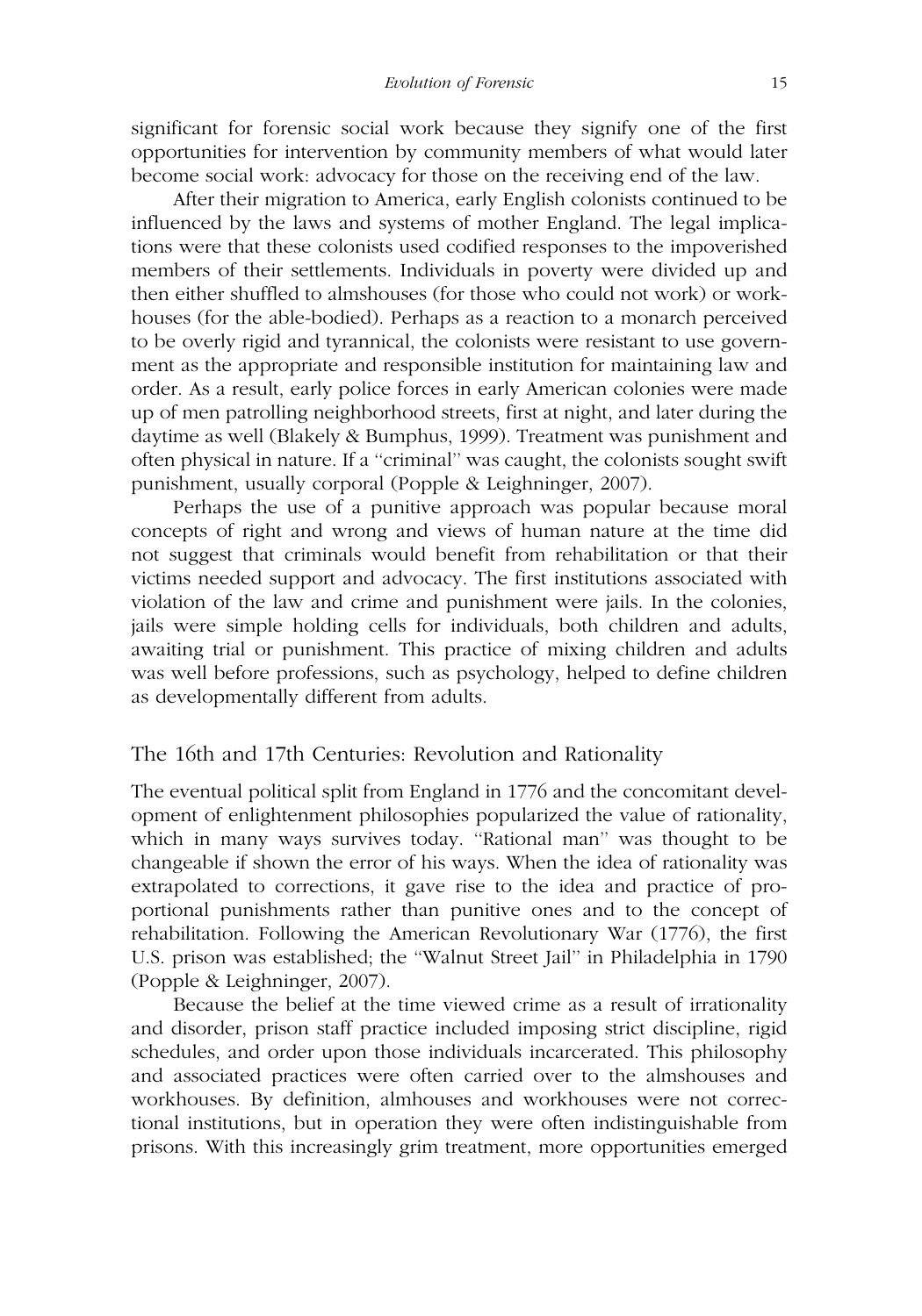significant for forensic social work because they signify one of the first opportunities for intervention by community members of what would later become social work: advocacy for those on the receiving end of the law.

After their migration to America, early English colonists continued to be influenced by the laws and systems of mother England. The legal implications were that these colonists used codified responses to the impoverished members of their settlements. Individuals in poverty were divided up and then either shuffled to almshouses (for those who could not work) or workhouses (for the able-bodied). Perhaps as a reaction to a monarch perceived to be overly rigid and tyrannical, the colonists were resistant to use government as the appropriate and responsible institution for maintaining law and order. As a result, early police forces in early American colonies were made up of men patrolling neighborhood streets, first at night, and later during the daytime as well (Blakely & Bumphus, 1999). Treatment was punishment and often physical in nature. If a "criminal" was caught, the colonists sought swift punishment, usually corporal (Popple & Leighninger, 2007).

Perhaps the use of a punitive approach was popular because moral concepts of right and wrong and views of human nature at the time did not suggest that criminals would benefit from rehabilitation or that their victims needed support and advocacy. The first institutions associated with violation of the law and crime and punishment were jails. In the colonies, jails were simple holding cells for individuals, both children and adults, awaiting trial or punishment. This practice of mixing children and adults was well before professions, such as psychology, helped to define children as developmentally different from adults.

## The 16th and 17th Centuries: Revolution and Rationality

The eventual political split from England in 1776 and the concomitant development of enlightenment philosophies popularized the value of rationality, which in many ways survives today. "Rational man" was thought to be changeable if shown the error of his ways. When the idea of rationality was extrapolated to corrections, it gave rise to the idea and practice of proportional punishments rather than punitive ones and to the concept of rehabilitation. Following the American Revolutionary War (1776), the first U.S. prison was established; the "Walnut Street Jail" in Philadelphia in 1790 (Popple & Leighninger, 2007).

Because the belief at the time viewed crime as a result of irrationality and disorder, prison staff practice included imposing strict discipline, rigid schedules, and order upon those individuals incarcerated. This philosophy and associated practices were often carried over to the almshouses and workhouses. By definition, almhouses and workhouses were not correctional institutions, but in operation they were often indistinguishable from prisons. With this increasingly grim treatment, more opportunities emerged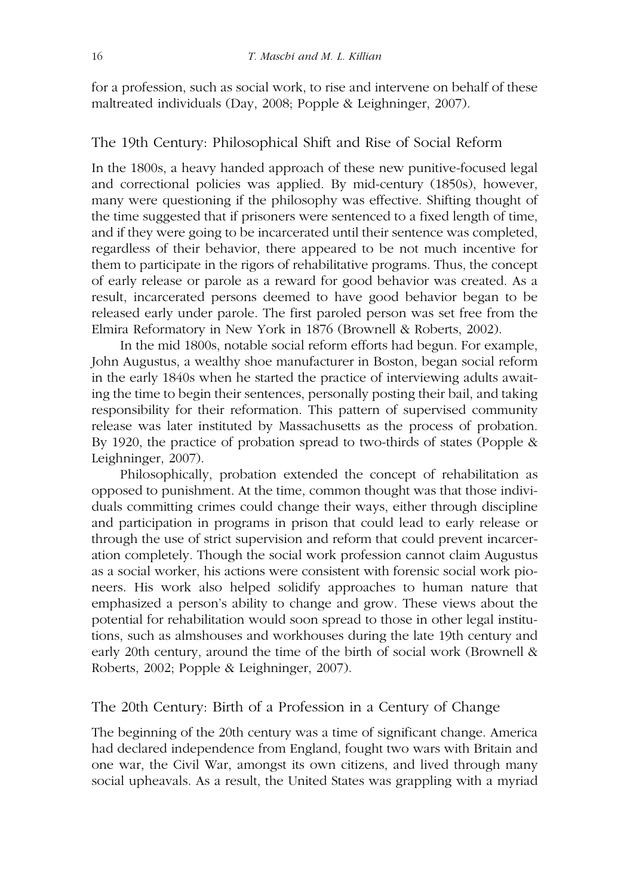for a profession, such as social work, to rise and intervene on behalf of these maltreated individuals (Day, 2008; Popple & Leighninger, 2007).

## The 19th Century: Philosophical Shift and Rise of Social Reform

In the 1800s, a heavy handed approach of these new punitive-focused legal and correctional policies was applied. By mid-century (1850s), however, many were questioning if the philosophy was effective. Shifting thought of the time suggested that if prisoners were sentenced to a fixed length of time, and if they were going to be incarcerated until their sentence was completed, regardless of their behavior, there appeared to be not much incentive for them to participate in the rigors of rehabilitative programs. Thus, the concept of early release or parole as a reward for good behavior was created. As a result, incarcerated persons deemed to have good behavior began to be released early under parole. The first paroled person was set free from the Elmira Reformatory in New York in 1876 (Brownell & Roberts, 2002).

In the mid 1800s, notable social reform efforts had begun. For example, John Augustus, a wealthy shoe manufacturer in Boston, began social reform in the early 1840s when he started the practice of interviewing adults awaiting the time to begin their sentences, personally posting their bail, and taking responsibility for their reformation. This pattern of supervised community release was later instituted by Massachusetts as the process of probation. By 1920, the practice of probation spread to two-thirds of states (Popple & Leighninger, 2007).

Philosophically, probation extended the concept of rehabilitation as opposed to punishment. At the time, common thought was that those individuals committing crimes could change their ways, either through discipline and participation in programs in prison that could lead to early release or through the use of strict supervision and reform that could prevent incarceration completely. Though the social work profession cannot claim Augustus as a social worker, his actions were consistent with forensic social work pioneers. His work also helped solidify approaches to human nature that emphasized a person's ability to change and grow. These views about the potential for rehabilitation would soon spread to those in other legal institutions, such as almshouses and workhouses during the late 19th century and early 20th century, around the time of the birth of social work (Brownell & Roberts, 2002; Popple & Leighninger, 2007).

## The 20th Century: Birth of a Profession in a Century of Change

The beginning of the 20th century was a time of significant change. America had declared independence from England, fought two wars with Britain and one war, the Civil War, amongst its own citizens, and lived through many social upheavals. As a result, the United States was grappling with a myriad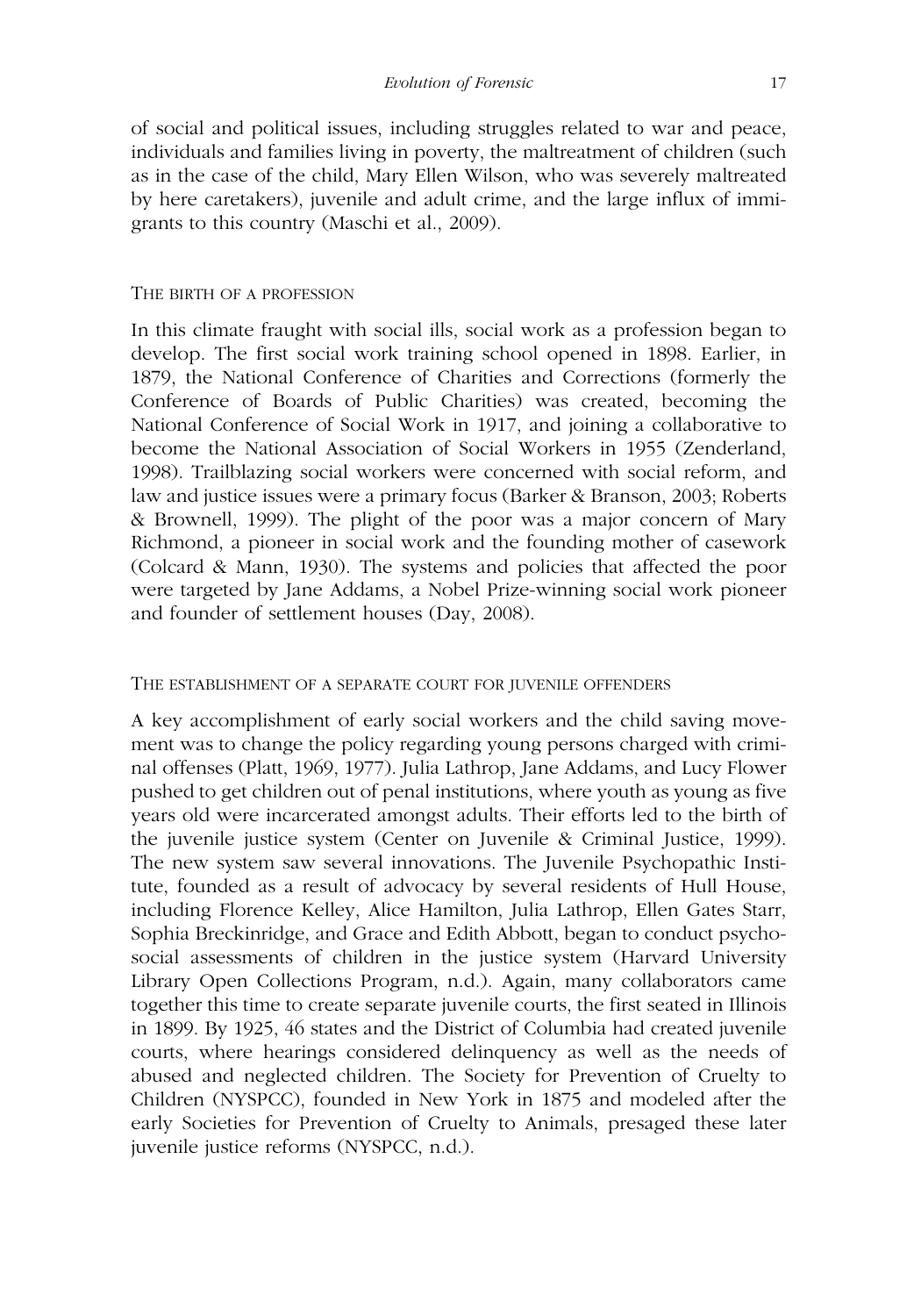of social and political issues, including struggles related to war and peace, individuals and families living in poverty, the maltreatment of children (such as in the case of the child, Mary Ellen Wilson, who was severely maltreated by here caretakers), juvenile and adult crime, and the large influx of immigrants to this country (Maschi et al., 2009).

### The birth of a profession

In this climate fraught with social ills, social work as a profession began to develop. The first social work training school opened in 1898. Earlier, in 1879, the National Conference of Charities and Corrections (formerly the Conference of Boards of Public Charities) was created, becoming the National Conference of Social Work in 1917, and joining a collaborative to become the National Association of Social Workers in 1955 (Zenderland, 1998). Trailblazing social workers were concerned with social reform, and law and justice issues were a primary focus (Barker & Branson, 2003; Roberts & Brownell, 1999). The plight of the poor was a major concern of Mary Richmond, a pioneer in social work and the founding mother of casework (Colcard & Mann, 1930). The systems and policies that affected the poor were targeted by Jane Addams, a Nobel Prize-winning social work pioneer and founder of settlement houses (Day, 2008).

### The establishment of a separate court for juvenile offenders

A key accomplishment of early social workers and the child saving movement was to change the policy regarding young persons charged with criminal offenses (Platt, 1969, 1977). Julia Lathrop, Jane Addams, and Lucy Flower pushed to get children out of penal institutions, where youth as young as five years old were incarcerated amongst adults. Their efforts led to the birth of the juvenile justice system (Center on Juvenile & Criminal Justice, 1999). The new system saw several innovations. The Juvenile Psychopathic Institute, founded as a result of advocacy by several residents of Hull House, including Florence Kelley, Alice Hamilton, Julia Lathrop, Ellen Gates Starr, Sophia Breckinridge, and Grace and Edith Abbott, began to conduct psychosocial assessments of children in the justice system (Harvard University Library Open Collections Program, n.d.). Again, many collaborators came together this time to create separate juvenile courts, the first seated in Illinois in 1899. By 1925, 46 states and the District of Columbia had created juvenile courts, where hearings considered delinquency as well as the needs of abused and neglected children. The Society for Prevention of Cruelty to Children (NYSPCC), founded in New York in 1875 and modeled after the early Societies for Prevention of Cruelty to Animals, presaged these later juvenile justice reforms (NYSPCC, n.d.).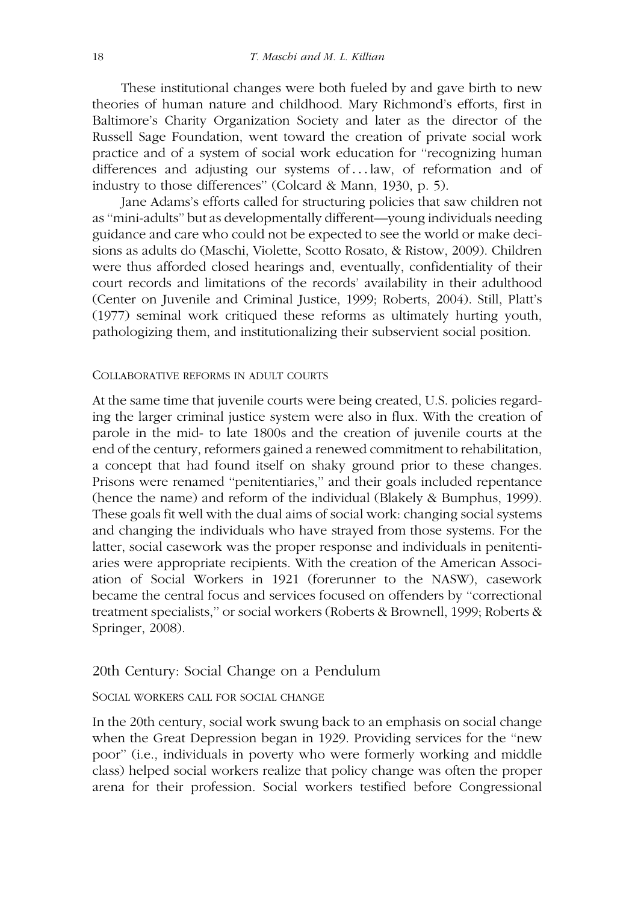These institutional changes were both fueled by and gave birth to new theories of human nature and childhood. Mary Richmond's efforts, first in Baltimore's Charity Organization Society and later as the director of the Russell Sage Foundation, went toward the creation of private social work practice and of a system of social work education for "recognizing human differences and adjusting our systems of . . . law, of reformation and of industry to those differences" (Colcard & Mann, 1930, p. 5).

Jane Adams's efforts called for structuring policies that saw children not as "mini-adults" but as developmentally different—young individuals needing guidance and care who could not be expected to see the world or make decisions as adults do (Maschi, Violette, Scotto Rosato, & Ristow, 2009). Children were thus afforded closed hearings and, eventually, confidentiality of their court records and limitations of the records' availability in their adulthood (Center on Juvenile and Criminal Justice, 1999; Roberts, 2004). Still, Platt's (1977) seminal work critiqued these reforms as ultimately hurting youth, pathologizing them, and institutionalizing their subservient social position.

#### COLLABORATIVE REFORMS IN ADULT COURTS

At the same time that juvenile courts were being created, U.S. policies regarding the larger criminal justice system were also in flux. With the creation of parole in the mid- to late 1800s and the creation of juvenile courts at the end of the century, reformers gained a renewed commitment to rehabilitation, a concept that had found itself on shaky ground prior to these changes. Prisons were renamed "penitentiaries," and their goals included repentance (hence the name) and reform of the individual (Blakely & Bumphus, 1999). These goals fit well with the dual aims of social work: changing social systems and changing the individuals who have strayed from those systems. For the latter, social casework was the proper response and individuals in penitentiaries were appropriate recipients. With the creation of the American Association of Social Workers in 1921 (forerunner to the NASW), casework became the central focus and services focused on offenders by "correctional treatment specialists," or social workers (Roberts & Brownell, 1999; Roberts & Springer, 2008).

### 20th Century: Social Change on a Pendulum

#### SOCIAL WORKERS CALL FOR SOCIAL CHANGE

In the 20th century, social work swung back to an emphasis on social change when the Great Depression began in 1929. Providing services for the "new poor" (i.e., individuals in poverty who were formerly working and middle class) helped social workers realize that policy change was often the proper arena for their profession. Social workers testified before Congressional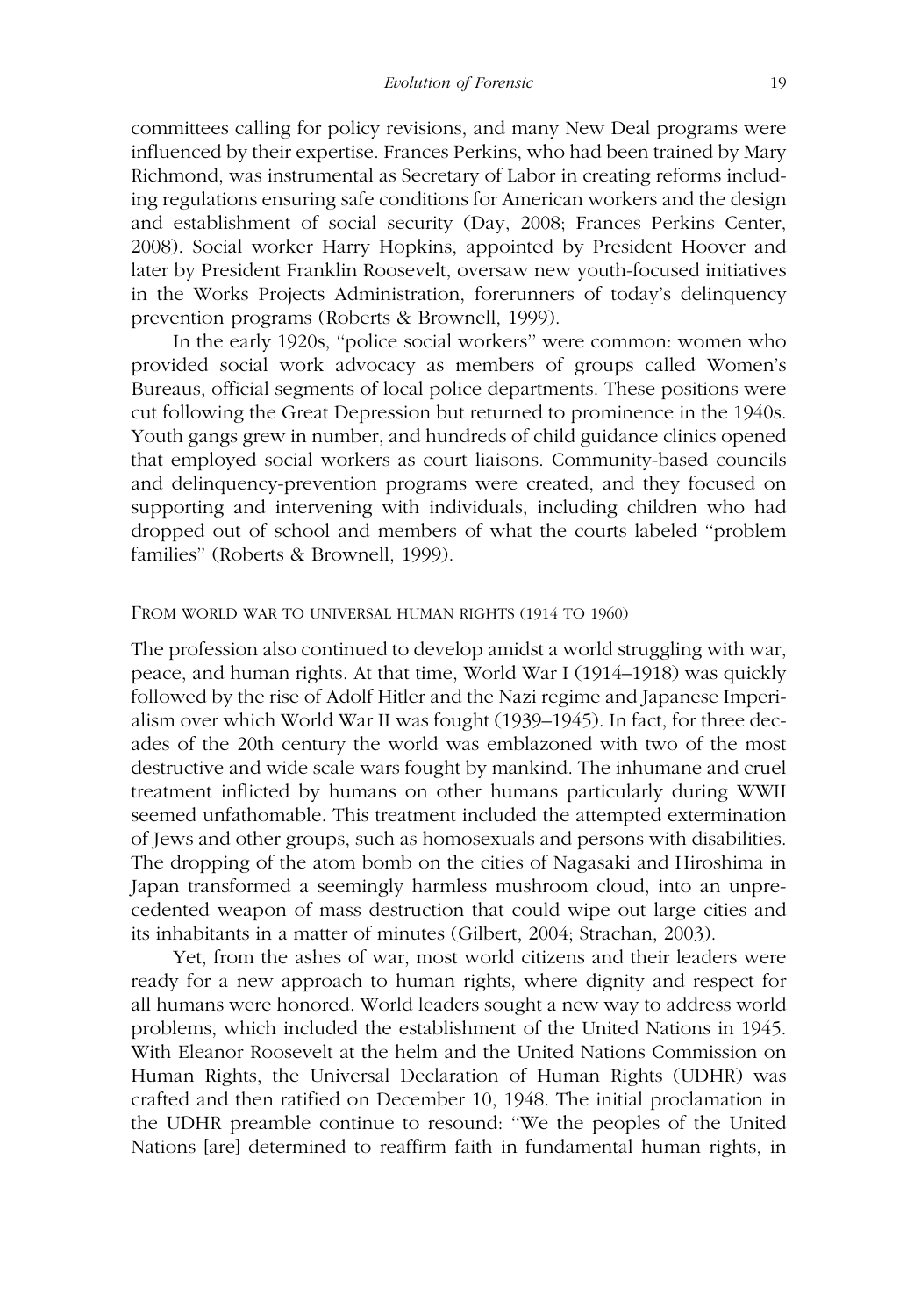committees calling for policy revisions, and many New Deal programs were influenced by their expertise. Frances Perkins, who had been trained by Mary Richmond, was instrumental as Secretary of Labor in creating reforms including regulations ensuring safe conditions for American workers and the design and establishment of social security (Day, 2008; Frances Perkins Center, 2008). Social worker Harry Hopkins, appointed by President Hoover and later by President Franklin Roosevelt, oversaw new youth-focused initiatives in the Works Projects Administration, forerunners of today's delinquency prevention programs (Roberts & Brownell, 1999).

In the early 1920s, "police social workers" were common: women who provided social work advocacy as members of groups called Women's Bureaus, official segments of local police departments. These positions were cut following the Great Depression but returned to prominence in the 1940s. Youth gangs grew in number, and hundreds of child guidance clinics opened that employed social workers as court liaisons. Community-based councils and delinquency-prevention programs were created, and they focused on supporting and intervening with individuals, including children who had dropped out of school and members of what the courts labeled "problem families" (Roberts & Brownell, 1999).

### FROM WORLD WAR TO UNIVERSAL HUMAN RIGHTS (1914 TO 1960)

The profession also continued to develop amidst a world struggling with war, peace, and human rights. At that time, World War I (1914–1918) was quickly followed by the rise of Adolf Hitler and the Nazi regime and Japanese Imperialism over which World War II was fought (1939–1945). In fact, for three decades of the 20th century the world was emblazoned with two of the most destructive and wide scale wars fought by mankind. The inhumane and cruel treatment inflicted by humans on other humans particularly during WWII seemed unfathomable. This treatment included the attempted extermination of Jews and other groups, such as homosexuals and persons with disabilities. The dropping of the atom bomb on the cities of Nagasaki and Hiroshima in Japan transformed a seemingly harmless mushroom cloud, into an unprecedented weapon of mass destruction that could wipe out large cities and its inhabitants in a matter of minutes (Gilbert, 2004; Strachan, 2003).

Yet, from the ashes of war, most world citizens and their leaders were ready for a new approach to human rights, where dignity and respect for all humans were honored. World leaders sought a new way to address world problems, which included the establishment of the United Nations in 1945. With Eleanor Roosevelt at the helm and the United Nations Commission on Human Rights, the Universal Declaration of Human Rights (UDHR) was crafted and then ratified on December 10, 1948. The initial proclamation in the UDHR preamble continue to resound: "We the peoples of the United Nations [are] determined to reaffirm faith in fundamental human rights, in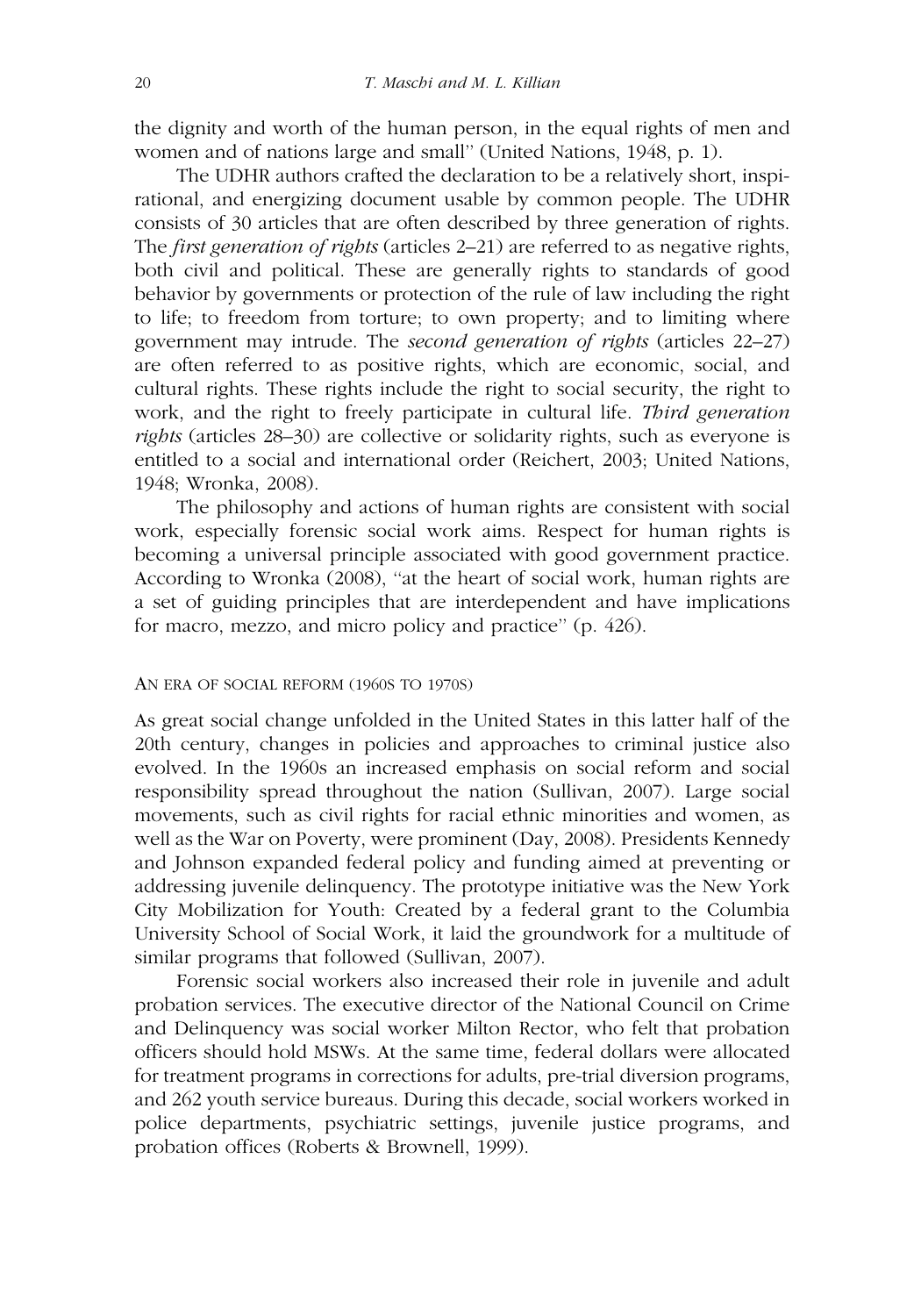the dignity and worth of the human person, in the equal rights of men and women and of nations large and small'' (United Nations, 1948, p. 1).

The UDHR authors crafted the declaration to be a relatively short, inspirational, and energizing document usable by common people. The UDHR consists of 30 articles that are often described by three generation of rights. The *first generation of rights* (articles 2–21) are referred to as negative rights, both civil and political. These are generally rights to standards of good behavior by governments or protection of the rule of law including the right to life; to freedom from torture; to own property; and to limiting where government may intrude. The *second generation of rights* (articles 22–27) are often referred to as positive rights, which are economic, social, and cultural rights. These rights include the right to social security, the right to work, and the right to freely participate in cultural life. *Third generation rights* (articles 28–30) are collective or solidarity rights, such as everyone is entitled to a social and international order (Reichert, 2003; United Nations, 1948; Wronka, 2008).

The philosophy and actions of human rights are consistent with social work, especially forensic social work aims. Respect for human rights is becoming a universal principle associated with good government practice. According to Wronka (2008), ''at the heart of social work, human rights are a set of guiding principles that are interdependent and have implications for macro, mezzo, and micro policy and practice'' (p. 426).

## AN ERA OF SOCIAL REFORM (1960S TO 1970S)

As great social change unfolded in the United States in this latter half of the 20th century, changes in policies and approaches to criminal justice also evolved. In the 1960s an increased emphasis on social reform and social responsibility spread throughout the nation (Sullivan, 2007). Large social movements, such as civil rights for racial ethnic minorities and women, as well as the War on Poverty, were prominent (Day, 2008). Presidents Kennedy and Johnson expanded federal policy and funding aimed at preventing or addressing juvenile delinquency. The prototype initiative was the New York City Mobilization for Youth: Created by a federal grant to the Columbia University School of Social Work, it laid the groundwork for a multitude of similar programs that followed (Sullivan, 2007).

Forensic social workers also increased their role in juvenile and adult probation services. The executive director of the National Council on Crime and Delinquency was social worker Milton Rector, who felt that probation officers should hold MSWs. At the same time, federal dollars were allocated for treatment programs in corrections for adults, pre-trial diversion programs, and 262 youth service bureaus. During this decade, social workers worked in police departments, psychiatric settings, juvenile justice programs, and probation offices (Roberts & Brownell, 1999).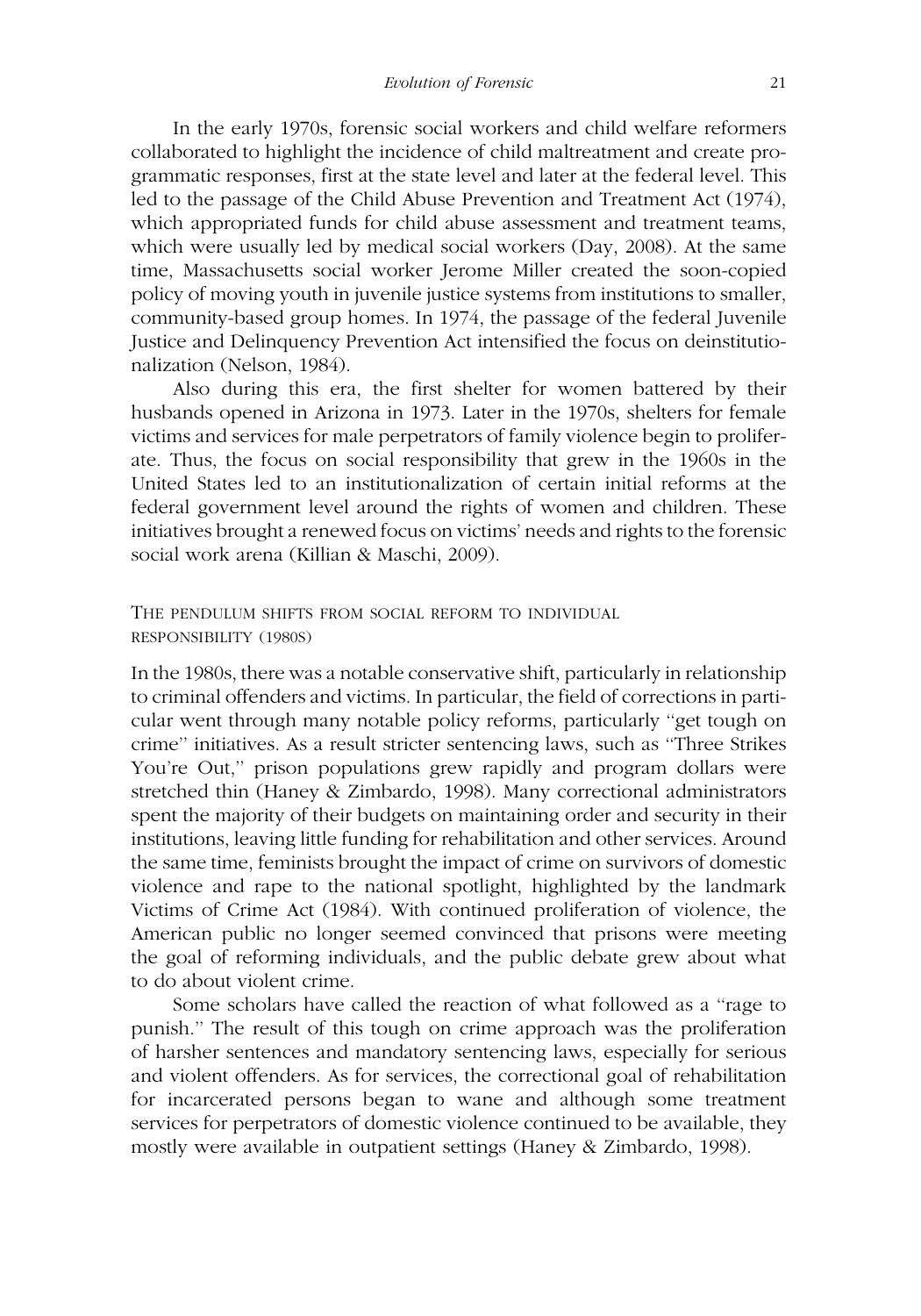In the early 1970s, forensic social workers and child welfare reformers collaborated to highlight the incidence of child maltreatment and create programmatic responses, first at the state level and later at the federal level. This led to the passage of the Child Abuse Prevention and Treatment Act (1974), which appropriated funds for child abuse assessment and treatment teams, which were usually led by medical social workers (Day, 2008). At the same time, Massachusetts social worker Jerome Miller created the soon-copied policy of moving youth in juvenile justice systems from institutions to smaller, community-based group homes. In 1974, the passage of the federal Juvenile Justice and Delinquency Prevention Act intensified the focus on deinstitutionalization (Nelson, 1984).

Also during this era, the first shelter for women battered by their husbands opened in Arizona in 1973. Later in the 1970s, shelters for female victims and services for male perpetrators of family violence begin to proliferate. Thus, the focus on social responsibility that grew in the 1960s in the United States led to an institutionalization of certain initial reforms at the federal government level around the rights of women and children. These initiatives brought a renewed focus on victims' needs and rights to the forensic social work arena (Killian & Maschi, 2009).

### THE PENDULUM SHIFTS FROM SOCIAL REFORM TO INDIVIDUAL RESPONSIBILITY (1980S)

In the 1980s, there was a notable conservative shift, particularly in relationship to criminal offenders and victims. In particular, the field of corrections in particular went through many notable policy reforms, particularly "get tough on crime" initiatives. As a result stricter sentencing laws, such as "Three Strikes You're Out," prison populations grew rapidly and program dollars were stretched thin (Haney & Zimbardo, 1998). Many correctional administrators spent the majority of their budgets on maintaining order and security in their institutions, leaving little funding for rehabilitation and other services. Around the same time, feminists brought the impact of crime on survivors of domestic violence and rape to the national spotlight, highlighted by the landmark Victims of Crime Act (1984). With continued proliferation of violence, the American public no longer seemed convinced that prisons were meeting the goal of reforming individuals, and the public debate grew about what to do about violent crime.

Some scholars have called the reaction of what followed as a "rage to punish." The result of this tough on crime approach was the proliferation of harsher sentences and mandatory sentencing laws, especially for serious and violent offenders. As for services, the correctional goal of rehabilitation for incarcerated persons began to wane and although some treatment services for perpetrators of domestic violence continued to be available, they mostly were available in outpatient settings (Haney & Zimbardo, 1998).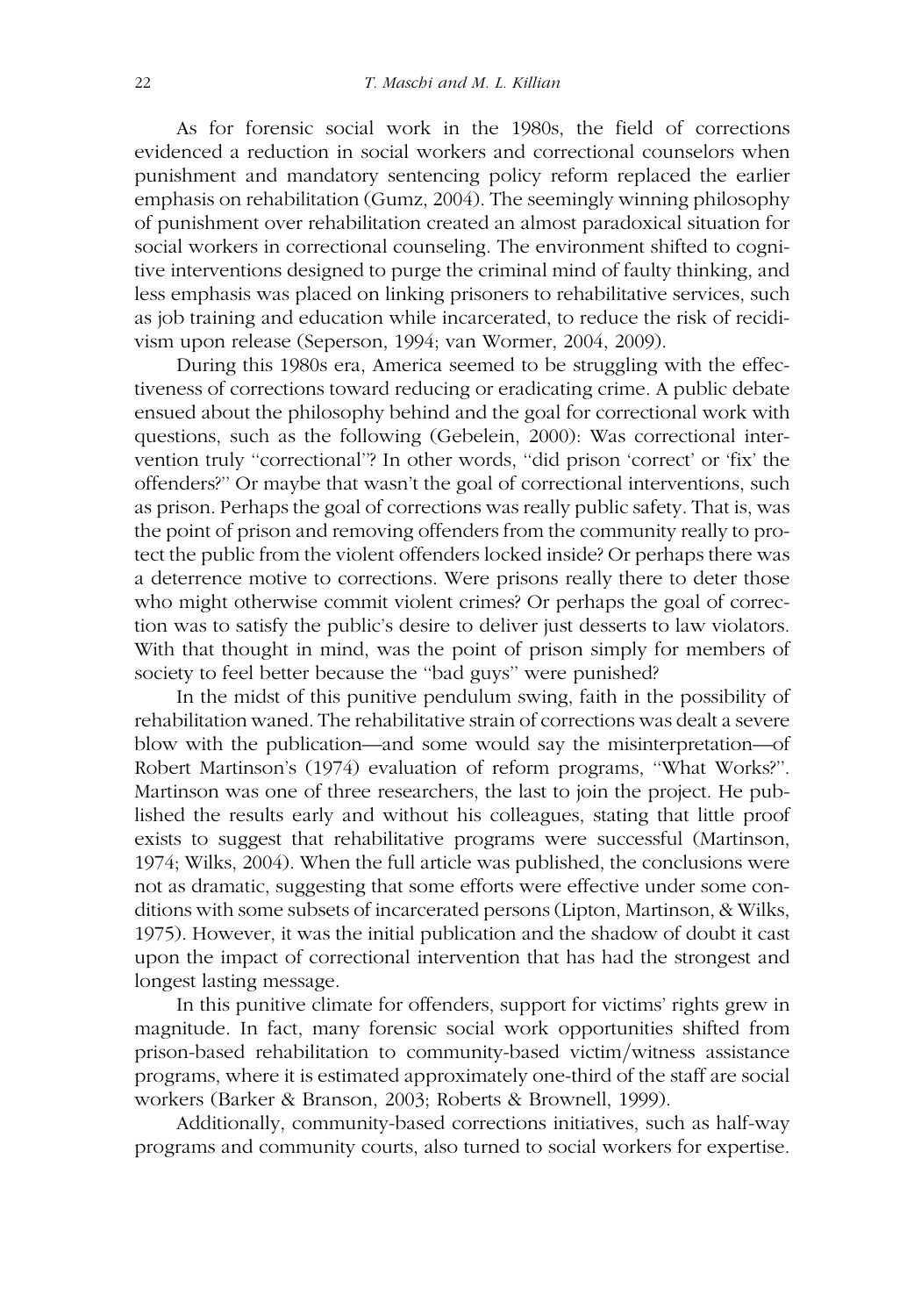As for forensic social work in the 1980s, the field of corrections evidenced a reduction in social workers and correctional counselors when punishment and mandatory sentencing policy reform replaced the earlier emphasis on rehabilitation (Gumz, 2004). The seemingly winning philosophy of punishment over rehabilitation created an almost paradoxical situation for social workers in correctional counseling. The environment shifted to cognitive interventions designed to purge the criminal mind of faulty thinking, and less emphasis was placed on linking prisoners to rehabilitative services, such as job training and education while incarcerated, to reduce the risk of recidivism upon release (Seperson, 1994; van Wormer, 2004, 2009).

During this 1980s era, America seemed to be struggling with the effectiveness of corrections toward reducing or eradicating crime. A public debate ensued about the philosophy behind and the goal for correctional work with questions, such as the following (Gebelein, 2000): Was correctional intervention truly "correctional"? In other words, "did prison 'correct' or 'fix' the offenders?" Or maybe that wasn't the goal of correctional interventions, such as prison. Perhaps the goal of corrections was really public safety. That is, was the point of prison and removing offenders from the community really to protect the public from the violent offenders locked inside? Or perhaps there was a deterrence motive to corrections. Were prisons really there to deter those who might otherwise commit violent crimes? Or perhaps the goal of correction was to satisfy the public's desire to deliver just desserts to law violators. With that thought in mind, was the point of prison simply for members of society to feel better because the "bad guys" were punished?

In the midst of this punitive pendulum swing, faith in the possibility of rehabilitation waned. The rehabilitative strain of corrections was dealt a severe blow with the publication—and some would say the misinterpretation—of Robert Martinson's (1974) evaluation of reform programs, "What Works?". Martinson was one of three researchers, the last to join the project. He published the results early and without his colleagues, stating that little proof exists to suggest that rehabilitative programs were successful (Martinson, 1974; Wilks, 2004). When the full article was published, the conclusions were not as dramatic, suggesting that some efforts were effective under some conditions with some subsets of incarcerated persons (Lipton, Martinson, & Wilks, 1975). However, it was the initial publication and the shadow of doubt it cast upon the impact of correctional intervention that has had the strongest and longest lasting message.

In this punitive climate for offenders, support for victims' rights grew in magnitude. In fact, many forensic social work opportunities shifted from prison-based rehabilitation to community-based victim/witness assistance programs, where it is estimated approximately one-third of the staff are social workers (Barker & Branson, 2003; Roberts & Brownell, 1999).

Additionally, community-based corrections initiatives, such as half-way programs and community courts, also turned to social workers for expertise.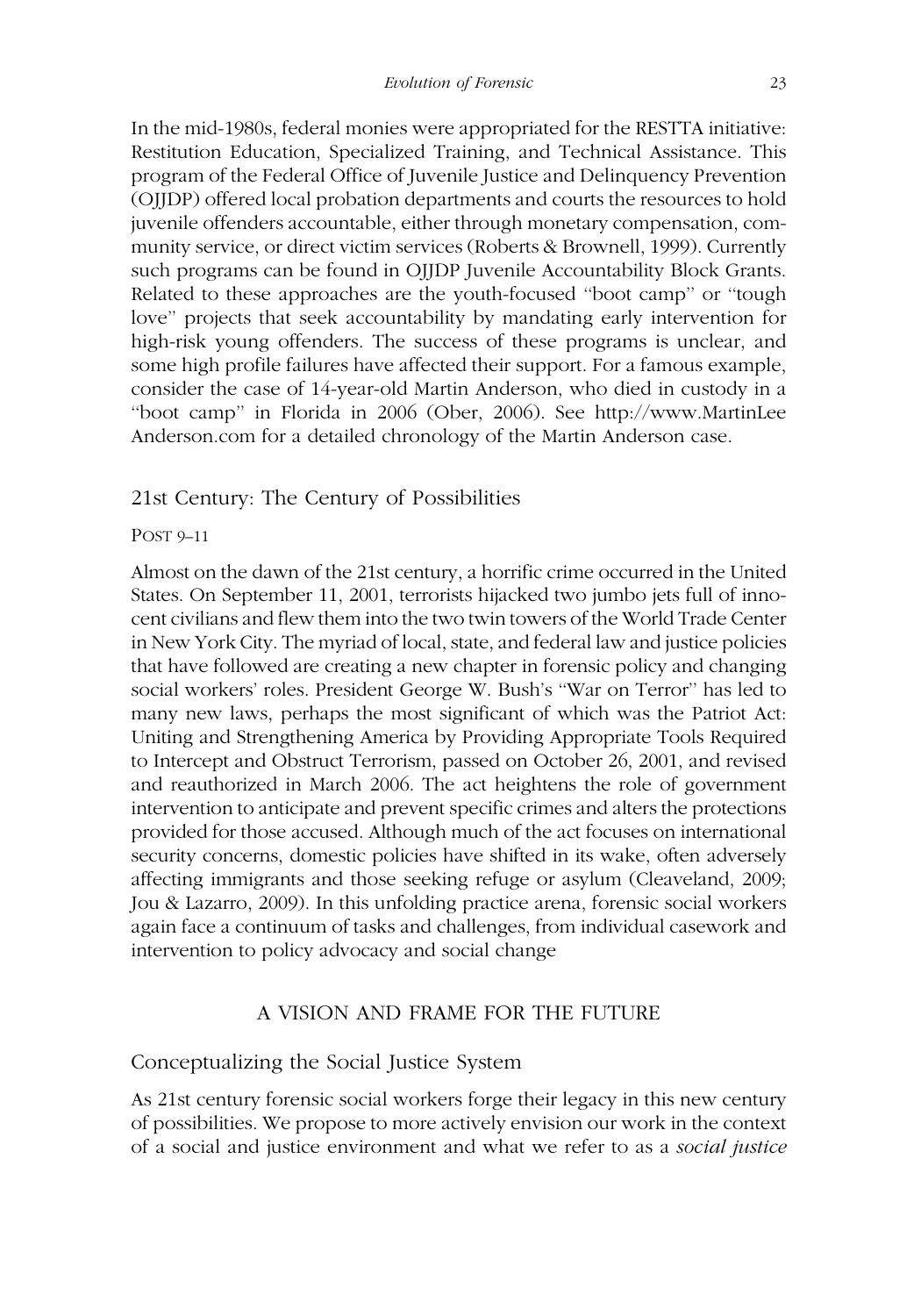In the mid-1980s, federal monies were appropriated for the RESTTA initiative: Restitution Education, Specialized Training, and Technical Assistance. This program of the Federal Office of Juvenile Justice and Delinquency Prevention (OJJDP) offered local probation departments and courts the resources to hold juvenile offenders accountable, either through monetary compensation, community service, or direct victim services (Roberts & Brownell, 1999). Currently such programs can be found in OJJDP Juvenile Accountability Block Grants. Related to these approaches are the youth-focused "boot camp" or "tough love" projects that seek accountability by mandating early intervention for high-risk young offenders. The success of these programs is unclear, and some high profile failures have affected their support. For a famous example, consider the case of 14-year-old Martin Anderson, who died in custody in a "boot camp" in Florida in 2006 (Ober, 2006). See http://www.MartinLeeAnderson.com for a detailed chronology of the Martin Anderson case.

## 21st Century: The Century of Possibilities

### Post 9–11

Almost on the dawn of the 21st century, a horrific crime occurred in the United States. On September 11, 2001, terrorists hijacked two jumbo jets full of innocent civilians and flew them into the two twin towers of the World Trade Center in New York City. The myriad of local, state, and federal law and justice policies that have followed are creating a new chapter in forensic policy and changing social workers' roles. President George W. Bush's "War on Terror" has led to many new laws, perhaps the most significant of which was the Patriot Act: Uniting and Strengthening America by Providing Appropriate Tools Required to Intercept and Obstruct Terrorism, passed on October 26, 2001, and revised and reauthorized in March 2006. The act heightens the role of government intervention to anticipate and prevent specific crimes and alters the protections provided for those accused. Although much of the act focuses on international security concerns, domestic policies have shifted in its wake, often adversely affecting immigrants and those seeking refuge or asylum (Cleaveland, 2009; Jou & Lazarro, 2009). In this unfolding practice arena, forensic social workers again face a continuum of tasks and challenges, from individual casework and intervention to policy advocacy and social change

# A VISION AND FRAME FOR THE FUTURE

## Conceptualizing the Social Justice System

As 21st century forensic social workers forge their legacy in this new century of possibilities. We propose to more actively envision our work in the context of a social and justice environment and what we refer to as a *social justice*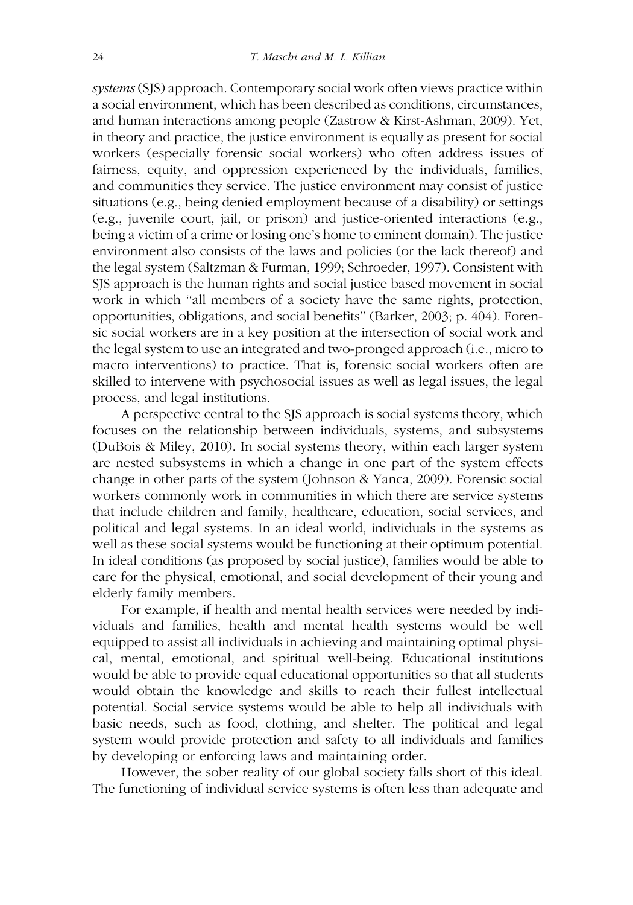*systems* (SJS) approach. Contemporary social work often views practice within a social environment, which has been described as conditions, circumstances, and human interactions among people (Zastrow & Kirst-Ashman, 2009). Yet, in theory and practice, the justice environment is equally as present for social workers (especially forensic social workers) who often address issues of fairness, equity, and oppression experienced by the individuals, families, and communities they service. The justice environment may consist of justice situations (e.g., being denied employment because of a disability) or settings (e.g., juvenile court, jail, or prison) and justice-oriented interactions (e.g., being a victim of a crime or losing one's home to eminent domain). The justice environment also consists of the laws and policies (or the lack thereof) and the legal system (Saltzman & Furman, 1999; Schroeder, 1997). Consistent with SJS approach is the human rights and social justice based movement in social work in which "all members of a society have the same rights, protection, opportunities, obligations, and social benefits" (Barker, 2003; p. 404). Forensic social workers are in a key position at the intersection of social work and the legal system to use an integrated and two-pronged approach (i.e., micro to macro interventions) to practice. That is, forensic social workers often are skilled to intervene with psychosocial issues as well as legal issues, the legal process, and legal institutions.

A perspective central to the SJS approach is social systems theory, which focuses on the relationship between individuals, systems, and subsystems (DuBois & Miley, 2010). In social systems theory, within each larger system are nested subsystems in which a change in one part of the system effects change in other parts of the system (Johnson & Yanca, 2009). Forensic social workers commonly work in communities in which there are service systems that include children and family, healthcare, education, social services, and political and legal systems. In an ideal world, individuals in the systems as well as these social systems would be functioning at their optimum potential. In ideal conditions (as proposed by social justice), families would be able to care for the physical, emotional, and social development of their young and elderly family members.

For example, if health and mental health services were needed by individuals and families, health and mental health systems would be well equipped to assist all individuals in achieving and maintaining optimal physical, mental, emotional, and spiritual well-being. Educational institutions would be able to provide equal educational opportunities so that all students would obtain the knowledge and skills to reach their fullest intellectual potential. Social service systems would be able to help all individuals with basic needs, such as food, clothing, and shelter. The political and legal system would provide protection and safety to all individuals and families by developing or enforcing laws and maintaining order.

However, the sober reality of our global society falls short of this ideal. The functioning of individual service systems is often less than adequate and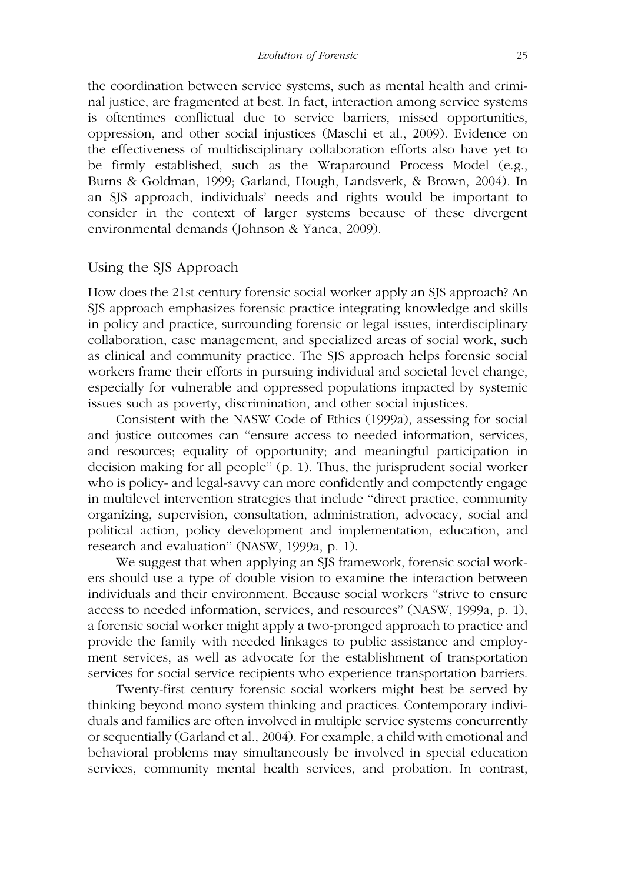the coordination between service systems, such as mental health and criminal justice, are fragmented at best. In fact, interaction among service systems is oftentimes conflictual due to service barriers, missed opportunities, oppression, and other social injustices (Maschi et al., 2009). Evidence on the effectiveness of multidisciplinary collaboration efforts also have yet to be firmly established, such as the Wraparound Process Model (e.g., Burns & Goldman, 1999; Garland, Hough, Landsverk, & Brown, 2004). In an SJS approach, individuals' needs and rights would be important to consider in the context of larger systems because of these divergent environmental demands (Johnson & Yanca, 2009).

## Using the SJS Approach

How does the 21st century forensic social worker apply an SJS approach? An SJS approach emphasizes forensic practice integrating knowledge and skills in policy and practice, surrounding forensic or legal issues, interdisciplinary collaboration, case management, and specialized areas of social work, such as clinical and community practice. The SJS approach helps forensic social workers frame their efforts in pursuing individual and societal level change, especially for vulnerable and oppressed populations impacted by systemic issues such as poverty, discrimination, and other social injustices.

Consistent with the NASW Code of Ethics (1999a), assessing for social and justice outcomes can ''ensure access to needed information, services, and resources; equality of opportunity; and meaningful participation in decision making for all people'' (p. 1). Thus, the jurisprudent social worker who is policy- and legal-savvy can more confidently and competently engage in multilevel intervention strategies that include ''direct practice, community organizing, supervision, consultation, administration, advocacy, social and political action, policy development and implementation, education, and research and evaluation'' (NASW, 1999a, p. 1).

We suggest that when applying an SJS framework, forensic social workers should use a type of double vision to examine the interaction between individuals and their environment. Because social workers ''strive to ensure access to needed information, services, and resources'' (NASW, 1999a, p. 1), a forensic social worker might apply a two-pronged approach to practice and provide the family with needed linkages to public assistance and employment services, as well as advocate for the establishment of transportation services for social service recipients who experience transportation barriers.

Twenty-first century forensic social workers might best be served by thinking beyond mono system thinking and practices. Contemporary individuals and families are often involved in multiple service systems concurrently or sequentially (Garland et al., 2004). For example, a child with emotional and behavioral problems may simultaneously be involved in special education services, community mental health services, and probation. In contrast,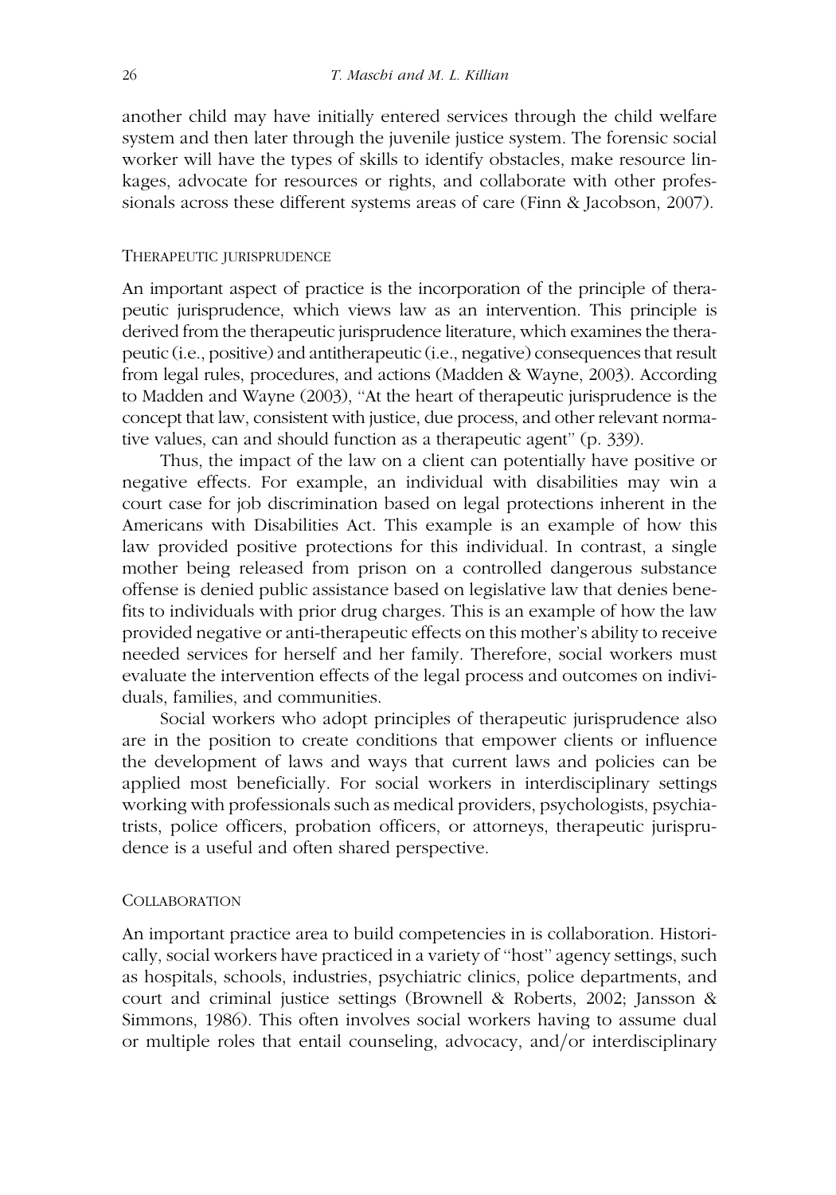another child may have initially entered services through the child welfare system and then later through the juvenile justice system. The forensic social worker will have the types of skills to identify obstacles, make resource linkages, advocate for resources or rights, and collaborate with other professionals across these different systems areas of care (Finn & Jacobson, 2007).

#### THERAPEUTIC JURISPRUDENCE

An important aspect of practice is the incorporation of the principle of therapeutic jurisprudence, which views law as an intervention. This principle is derived from the therapeutic jurisprudence literature, which examines the therapeutic (i.e., positive) and antitherapeutic (i.e., negative) consequences that result from legal rules, procedures, and actions (Madden & Wayne, 2003). According to Madden and Wayne (2003), "At the heart of therapeutic jurisprudence is the concept that law, consistent with justice, due process, and other relevant normative values, can and should function as a therapeutic agent" (p. 339).

Thus, the impact of the law on a client can potentially have positive or negative effects. For example, an individual with disabilities may win a court case for job discrimination based on legal protections inherent in the Americans with Disabilities Act. This example is an example of how this law provided positive protections for this individual. In contrast, a single mother being released from prison on a controlled dangerous substance offense is denied public assistance based on legislative law that denies benefits to individuals with prior drug charges. This is an example of how the law provided negative or anti-therapeutic effects on this mother's ability to receive needed services for herself and her family. Therefore, social workers must evaluate the intervention effects of the legal process and outcomes on individuals, families, and communities.

Social workers who adopt principles of therapeutic jurisprudence also are in the position to create conditions that empower clients or influence the development of laws and ways that current laws and policies can be applied most beneficially. For social workers in interdisciplinary settings working with professionals such as medical providers, psychologists, psychiatrists, police officers, probation officers, or attorneys, therapeutic jurisprudence is a useful and often shared perspective.

#### COLLABORATION

An important practice area to build competencies in is collaboration. Historically, social workers have practiced in a variety of "host" agency settings, such as hospitals, schools, industries, psychiatric clinics, police departments, and court and criminal justice settings (Brownell & Roberts, 2002; Jansson & Simmons, 1986). This often involves social workers having to assume dual or multiple roles that entail counseling, advocacy, and/or interdisciplinary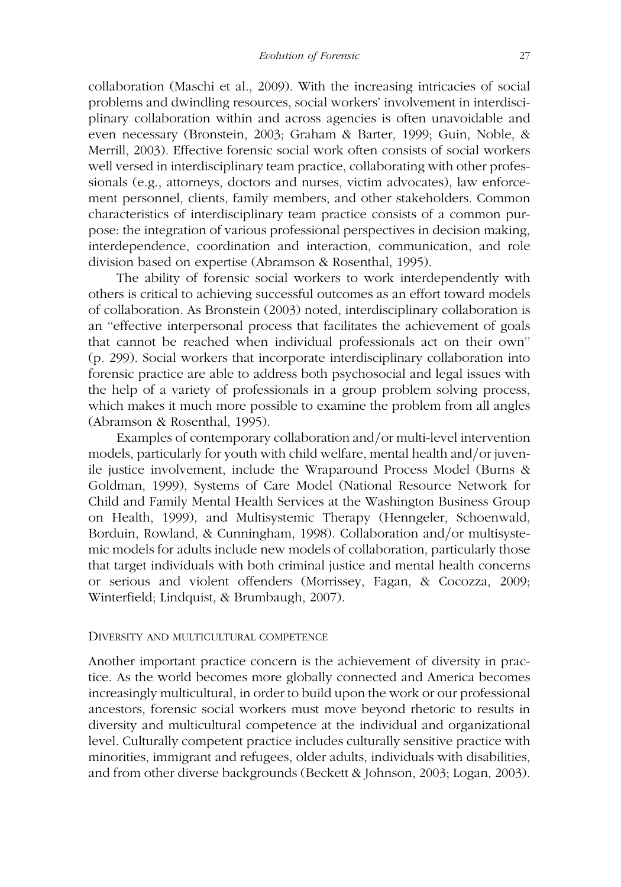collaboration (Maschi et al., 2009). With the increasing intricacies of social problems and dwindling resources, social workers' involvement in interdisciplinary collaboration within and across agencies is often unavoidable and even necessary (Bronstein, 2003; Graham & Barter, 1999; Guin, Noble, & Merrill, 2003). Effective forensic social work often consists of social workers well versed in interdisciplinary team practice, collaborating with other professionals (e.g., attorneys, doctors and nurses, victim advocates), law enforcement personnel, clients, family members, and other stakeholders. Common characteristics of interdisciplinary team practice consists of a common purpose: the integration of various professional perspectives in decision making, interdependence, coordination and interaction, communication, and role division based on expertise (Abramson & Rosenthal, 1995).

The ability of forensic social workers to work interdependently with others is critical to achieving successful outcomes as an effort toward models of collaboration. As Bronstein (2003) noted, interdisciplinary collaboration is an "effective interpersonal process that facilitates the achievement of goals that cannot be reached when individual professionals act on their own" (p. 299). Social workers that incorporate interdisciplinary collaboration into forensic practice are able to address both psychosocial and legal issues with the help of a variety of professionals in a group problem solving process, which makes it much more possible to examine the problem from all angles (Abramson & Rosenthal, 1995).

Examples of contemporary collaboration and/or multi-level intervention models, particularly for youth with child welfare, mental health and/or juvenile justice involvement, include the Wraparound Process Model (Burns & Goldman, 1999), Systems of Care Model (National Resource Network for Child and Family Mental Health Services at the Washington Business Group on Health, 1999), and Multisystemic Therapy (Henngeler, Schoenwald, Borduin, Rowland, & Cunningham, 1998). Collaboration and/or multisystemic models for adults include new models of collaboration, particularly those that target individuals with both criminal justice and mental health concerns or serious and violent offenders (Morrissey, Fagan, & Cocozza, 2009; Winterfield; Lindquist, & Brumbaugh, 2007).

### Diversity and Multicultural Competence

Another important practice concern is the achievement of diversity in practice. As the world becomes more globally connected and America becomes increasingly multicultural, in order to build upon the work or our professional ancestors, forensic social workers must move beyond rhetoric to results in diversity and multicultural competence at the individual and organizational level. Culturally competent practice includes culturally sensitive practice with minorities, immigrant and refugees, older adults, individuals with disabilities, and from other diverse backgrounds (Beckett & Johnson, 2003; Logan, 2003).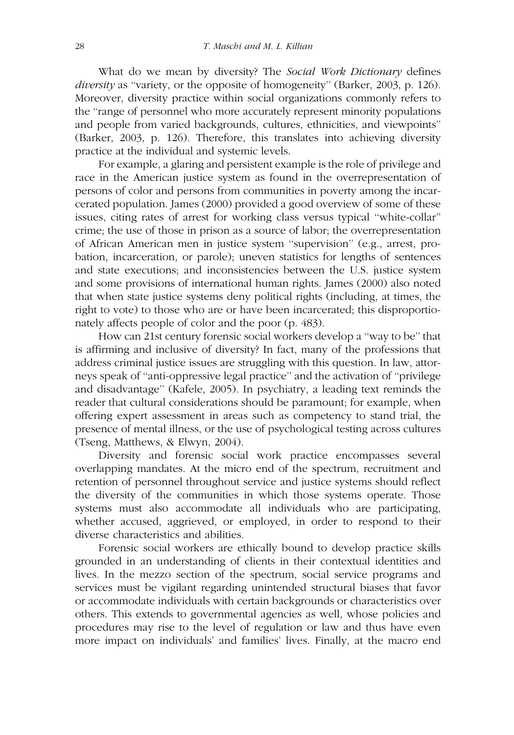What do we mean by diversity? The *Social Work Dictionary* defines *diversity* as "variety, or the opposite of homogeneity" (Barker, 2003, p. 126). Moreover, diversity practice within social organizations commonly refers to the "range of personnel who more accurately represent minority populations and people from varied backgrounds, cultures, ethnicities, and viewpoints" (Barker, 2003, p. 126). Therefore, this translates into achieving diversity practice at the individual and systemic levels.

For example, a glaring and persistent example is the role of privilege and race in the American justice system as found in the overrepresentation of persons of color and persons from communities in poverty among the incarcerated population. James (2000) provided a good overview of some of these issues, citing rates of arrest for working class versus typical "white-collar" crime; the use of those in prison as a source of labor; the overrepresentation of African American men in justice system "supervision" (e.g., arrest, probation, incarceration, or parole); uneven statistics for lengths of sentences and state executions; and inconsistencies between the U.S. justice system and some provisions of international human rights. James (2000) also noted that when state justice systems deny political rights (including, at times, the right to vote) to those who are or have been incarcerated; this disproportionately affects people of color and the poor (p. 483).

How can 21st century forensic social workers develop a "way to be" that is affirming and inclusive of diversity? In fact, many of the professions that address criminal justice issues are struggling with this question. In law, attorneys speak of "anti-oppressive legal practice" and the activation of "privilege and disadvantage" (Kafele, 2005). In psychiatry, a leading text reminds the reader that cultural considerations should be paramount; for example, when offering expert assessment in areas such as competency to stand trial, the presence of mental illness, or the use of psychological testing across cultures (Tseng, Matthews, & Elwyn, 2004).

Diversity and forensic social work practice encompasses several overlapping mandates. At the micro end of the spectrum, recruitment and retention of personnel throughout service and justice systems should reflect the diversity of the communities in which those systems operate. Those systems must also accommodate all individuals who are participating, whether accused, aggrieved, or employed, in order to respond to their diverse characteristics and abilities.

Forensic social workers are ethically bound to develop practice skills grounded in an understanding of clients in their contextual identities and lives. In the mezzo section of the spectrum, social service programs and services must be vigilant regarding unintended structural biases that favor or accommodate individuals with certain backgrounds or characteristics over others. This extends to governmental agencies as well, whose policies and procedures may rise to the level of regulation or law and thus have even more impact on individuals' and families' lives. Finally, at the macro end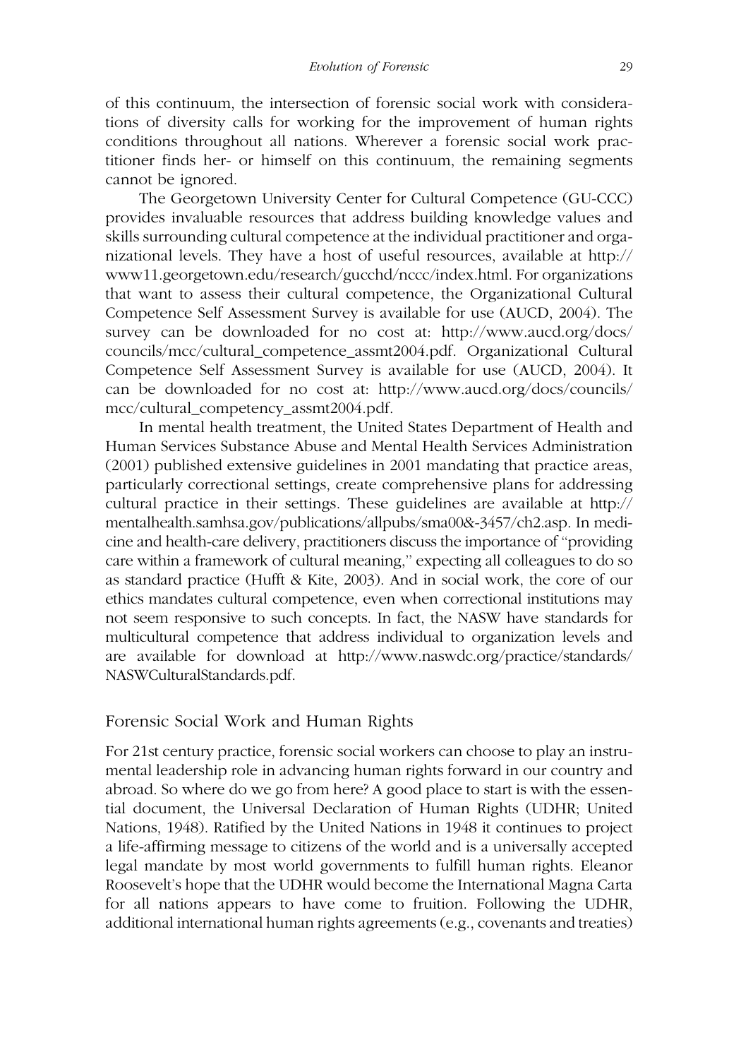of this continuum, the intersection of forensic social work with considerations of diversity calls for working for the improvement of human rights conditions throughout all nations. Wherever a forensic social work practitioner finds her- or himself on this continuum, the remaining segments cannot be ignored.

The Georgetown University Center for Cultural Competence (GU-CCC) provides invaluable resources that address building knowledge values and skills surrounding cultural competence at the individual practitioner and organizational levels. They have a host of useful resources, available at http://www11.georgetown.edu/research/gucchd/nccc/index.html. For organizations that want to assess their cultural competence, the Organizational Cultural Competence Self Assessment Survey is available for use (AUCD, 2004). The survey can be downloaded for no cost at: http://www.aucd.org/docs/councils/mcc/cultural_competence_assmt2004.pdf. Organizational Cultural Competence Self Assessment Survey is available for use (AUCD, 2004). It can be downloaded for no cost at: http://www.aucd.org/docs/councils/mcc/cultural_competency_assmt2004.pdf.

In mental health treatment, the United States Department of Health and Human Services Substance Abuse and Mental Health Services Administration (2001) published extensive guidelines in 2001 mandating that practice areas, particularly correctional settings, create comprehensive plans for addressing cultural practice in their settings. These guidelines are available at http://mentalhealth.samhsa.gov/publications/allpubs/sma00&-3457/ch2.asp. In medicine and health-care delivery, practitioners discuss the importance of "providing care within a framework of cultural meaning," expecting all colleagues to do so as standard practice (Hufft & Kite, 2003). And in social work, the core of our ethics mandates cultural competence, even when correctional institutions may not seem responsive to such concepts. In fact, the NASW have standards for multicultural competence that address individual to organization levels and are available for download at http://www.naswdc.org/practice/standards/NASWCulturalStandards.pdf.

## Forensic Social Work and Human Rights

For 21st century practice, forensic social workers can choose to play an instrumental leadership role in advancing human rights forward in our country and abroad. So where do we go from here? A good place to start is with the essential document, the Universal Declaration of Human Rights (UDHR; United Nations, 1948). Ratified by the United Nations in 1948 it continues to project a life-affirming message to citizens of the world and is a universally accepted legal mandate by most world governments to fulfill human rights. Eleanor Roosevelt's hope that the UDHR would become the International Magna Carta for all nations appears to have come to fruition. Following the UDHR, additional international human rights agreements (e.g., covenants and treaties)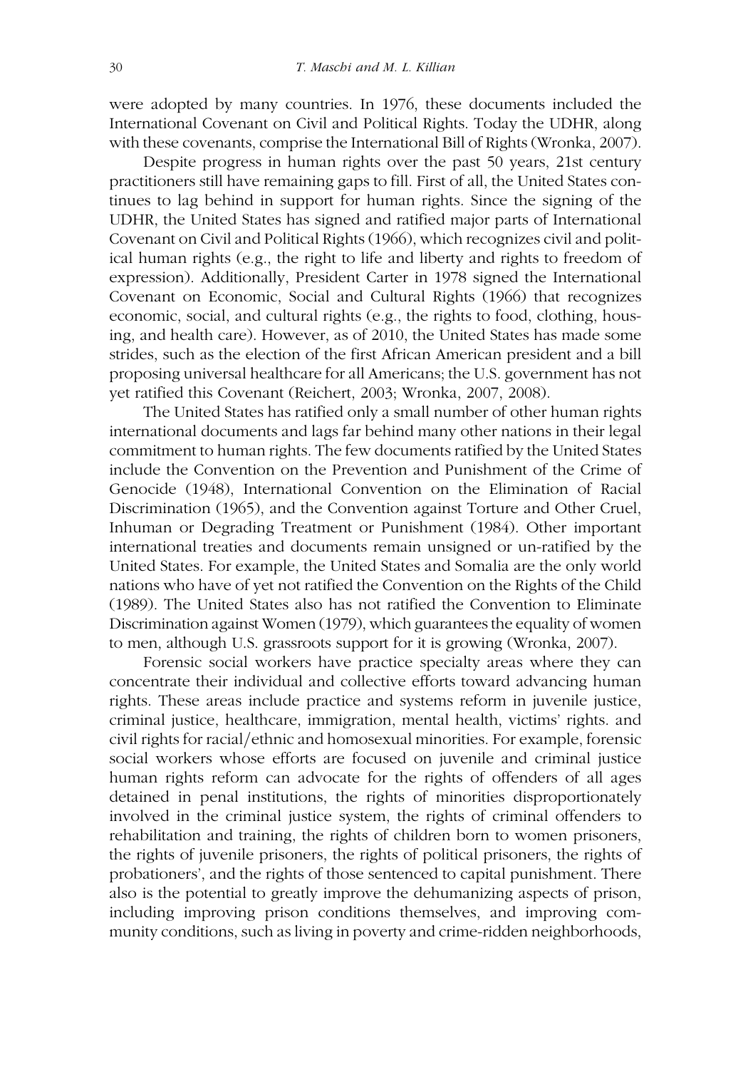were adopted by many countries. In 1976, these documents included the International Covenant on Civil and Political Rights. Today the UDHR, along with these covenants, comprise the International Bill of Rights (Wronka, 2007).

Despite progress in human rights over the past 50 years, 21st century practitioners still have remaining gaps to fill. First of all, the United States continues to lag behind in support for human rights. Since the signing of the UDHR, the United States has signed and ratified major parts of International Covenant on Civil and Political Rights (1966), which recognizes civil and political human rights (e.g., the right to life and liberty and rights to freedom of expression). Additionally, President Carter in 1978 signed the International Covenant on Economic, Social and Cultural Rights (1966) that recognizes economic, social, and cultural rights (e.g., the rights to food, clothing, housing, and health care). However, as of 2010, the United States has made some strides, such as the election of the first African American president and a bill proposing universal healthcare for all Americans; the U.S. government has not yet ratified this Covenant (Reichert, 2003; Wronka, 2007, 2008).

The United States has ratified only a small number of other human rights international documents and lags far behind many other nations in their legal commitment to human rights. The few documents ratified by the United States include the Convention on the Prevention and Punishment of the Crime of Genocide (1948), International Convention on the Elimination of Racial Discrimination (1965), and the Convention against Torture and Other Cruel, Inhuman or Degrading Treatment or Punishment (1984). Other important international treaties and documents remain unsigned or un-ratified by the United States. For example, the United States and Somalia are the only world nations who have of yet not ratified the Convention on the Rights of the Child (1989). The United States also has not ratified the Convention to Eliminate Discrimination against Women (1979), which guarantees the equality of women to men, although U.S. grassroots support for it is growing (Wronka, 2007).

Forensic social workers have practice specialty areas where they can concentrate their individual and collective efforts toward advancing human rights. These areas include practice and systems reform in juvenile justice, criminal justice, healthcare, immigration, mental health, victims' rights. and civil rights for racial/ethnic and homosexual minorities. For example, forensic social workers whose efforts are focused on juvenile and criminal justice human rights reform can advocate for the rights of offenders of all ages detained in penal institutions, the rights of minorities disproportionately involved in the criminal justice system, the rights of criminal offenders to rehabilitation and training, the rights of children born to women prisoners, the rights of juvenile prisoners, the rights of political prisoners, the rights of probationers', and the rights of those sentenced to capital punishment. There also is the potential to greatly improve the dehumanizing aspects of prison, including improving prison conditions themselves, and improving community conditions, such as living in poverty and crime-ridden neighborhoods,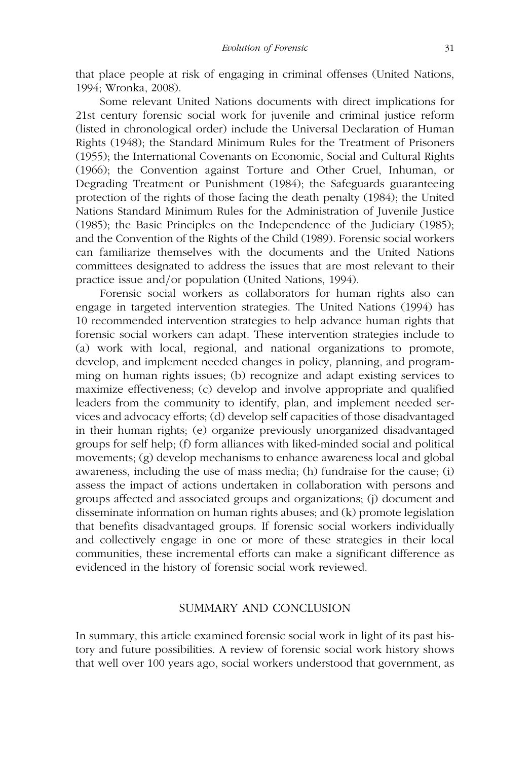that place people at risk of engaging in criminal offenses (United Nations, 1994; Wronka, 2008).

Some relevant United Nations documents with direct implications for 21st century forensic social work for juvenile and criminal justice reform (listed in chronological order) include the Universal Declaration of Human Rights (1948); the Standard Minimum Rules for the Treatment of Prisoners (1955); the International Covenants on Economic, Social and Cultural Rights (1966); the Convention against Torture and Other Cruel, Inhuman, or Degrading Treatment or Punishment (1984); the Safeguards guaranteeing protection of the rights of those facing the death penalty (1984); the United Nations Standard Minimum Rules for the Administration of Juvenile Justice (1985); the Basic Principles on the Independence of the Judiciary (1985); and the Convention of the Rights of the Child (1989). Forensic social workers can familiarize themselves with the documents and the United Nations committees designated to address the issues that are most relevant to their practice issue and/or population (United Nations, 1994).

Forensic social workers as collaborators for human rights also can engage in targeted intervention strategies. The United Nations (1994) has 10 recommended intervention strategies to help advance human rights that forensic social workers can adapt. These intervention strategies include to (a) work with local, regional, and national organizations to promote, develop, and implement needed changes in policy, planning, and programming on human rights issues; (b) recognize and adapt existing services to maximize effectiveness; (c) develop and involve appropriate and qualified leaders from the community to identify, plan, and implement needed services and advocacy efforts; (d) develop self capacities of those disadvantaged in their human rights; (e) organize previously unorganized disadvantaged groups for self help; (f) form alliances with liked-minded social and political movements; (g) develop mechanisms to enhance awareness local and global awareness, including the use of mass media; (h) fundraise for the cause; (i) assess the impact of actions undertaken in collaboration with persons and groups affected and associated groups and organizations; (j) document and disseminate information on human rights abuses; and (k) promote legislation that benefits disadvantaged groups. If forensic social workers individually and collectively engage in one or more of these strategies in their local communities, these incremental efforts can make a significant difference as evidenced in the history of forensic social work reviewed.

## SUMMARY AND CONCLUSION

In summary, this article examined forensic social work in light of its past history and future possibilities. A review of forensic social work history shows that well over 100 years ago, social workers understood that government, as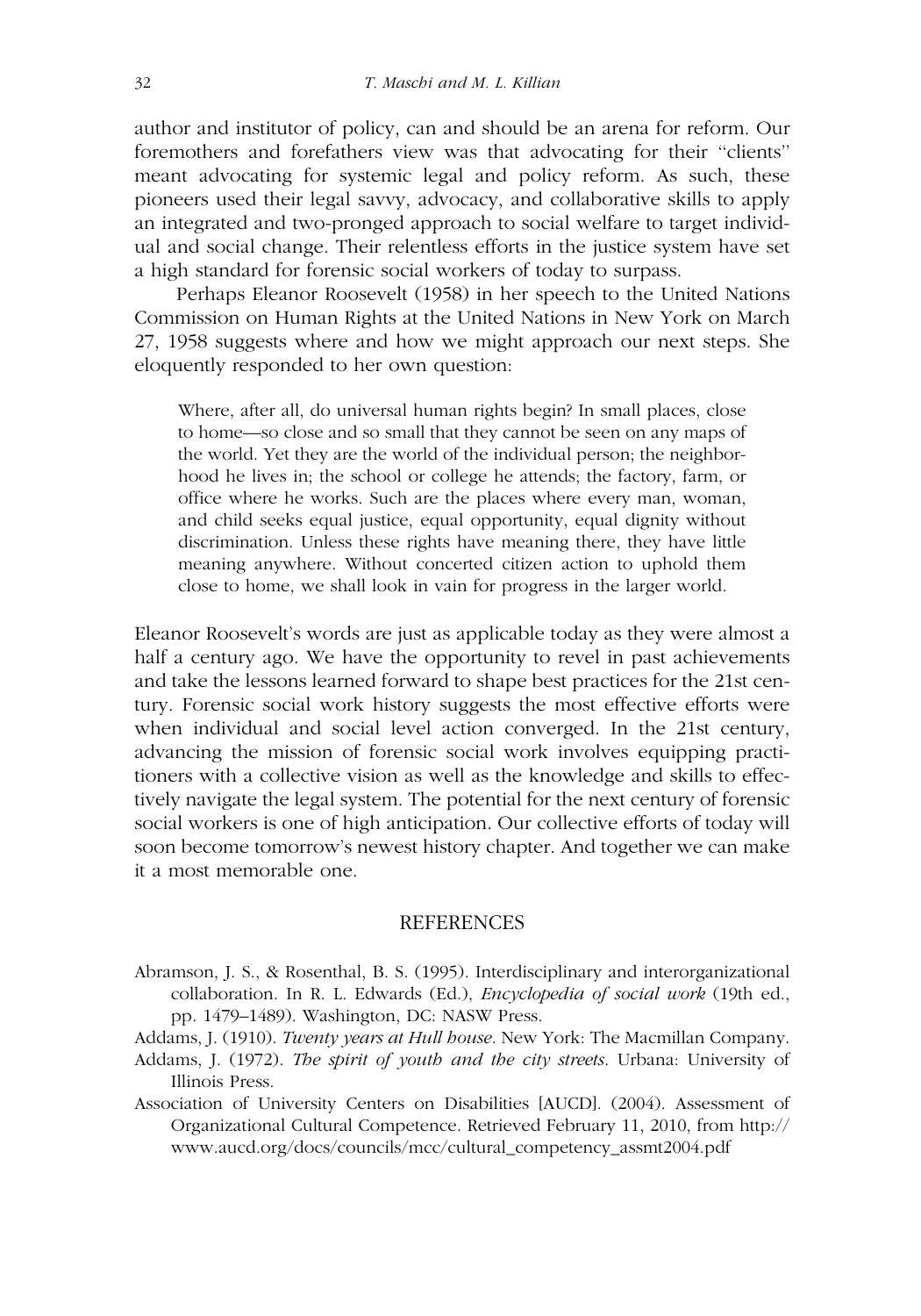author and institutor of policy, can and should be an arena for reform. Our foremothers and forefathers view was that advocating for their "clients" meant advocating for systemic legal and policy reform. As such, these pioneers used their legal savvy, advocacy, and collaborative skills to apply an integrated and two-pronged approach to social welfare to target individual and social change. Their relentless efforts in the justice system have set a high standard for forensic social workers of today to surpass.

Perhaps Eleanor Roosevelt (1958) in her speech to the United Nations Commission on Human Rights at the United Nations in New York on March 27, 1958 suggests where and how we might approach our next steps. She eloquently responded to her own question:

> Where, after all, do universal human rights begin? In small places, close to home—so close and so small that they cannot be seen on any maps of the world. Yet they are the world of the individual person; the neighborhood he lives in; the school or college he attends; the factory, farm, or office where he works. Such are the places where every man, woman, and child seeks equal justice, equal opportunity, equal dignity without discrimination. Unless these rights have meaning there, they have little meaning anywhere. Without concerted citizen action to uphold them close to home, we shall look in vain for progress in the larger world.

Eleanor Roosevelt's words are just as applicable today as they were almost a half a century ago. We have the opportunity to revel in past achievements and take the lessons learned forward to shape best practices for the 21st century. Forensic social work history suggests the most effective efforts were when individual and social level action converged. In the 21st century, advancing the mission of forensic social work involves equipping practitioners with a collective vision as well as the knowledge and skills to effectively navigate the legal system. The potential for the next century of forensic social workers is one of high anticipation. Our collective efforts of today will soon become tomorrow's newest history chapter. And together we can make it a most memorable one.

## REFERENCES

Abramson, J. S., & Rosenthal, B. S. (1995). Interdisciplinary and interorganizational collaboration. In R. L. Edwards (Ed.), *Encyclopedia of social work* (19th ed., pp. 1479–1489). Washington, DC: NASW Press.

Addams, J. (1910). *Twenty years at Hull house*. New York: The Macmillan Company.

Addams, J. (1972). *The spirit of youth and the city streets*. Urbana: University of Illinois Press.

Association of University Centers on Disabilities [AUCD]. (2004). Assessment of Organizational Cultural Competence. Retrieved February 11, 2010, from http://www.aucd.org/docs/councils/mcc/cultural_competency_assmt2004.pdf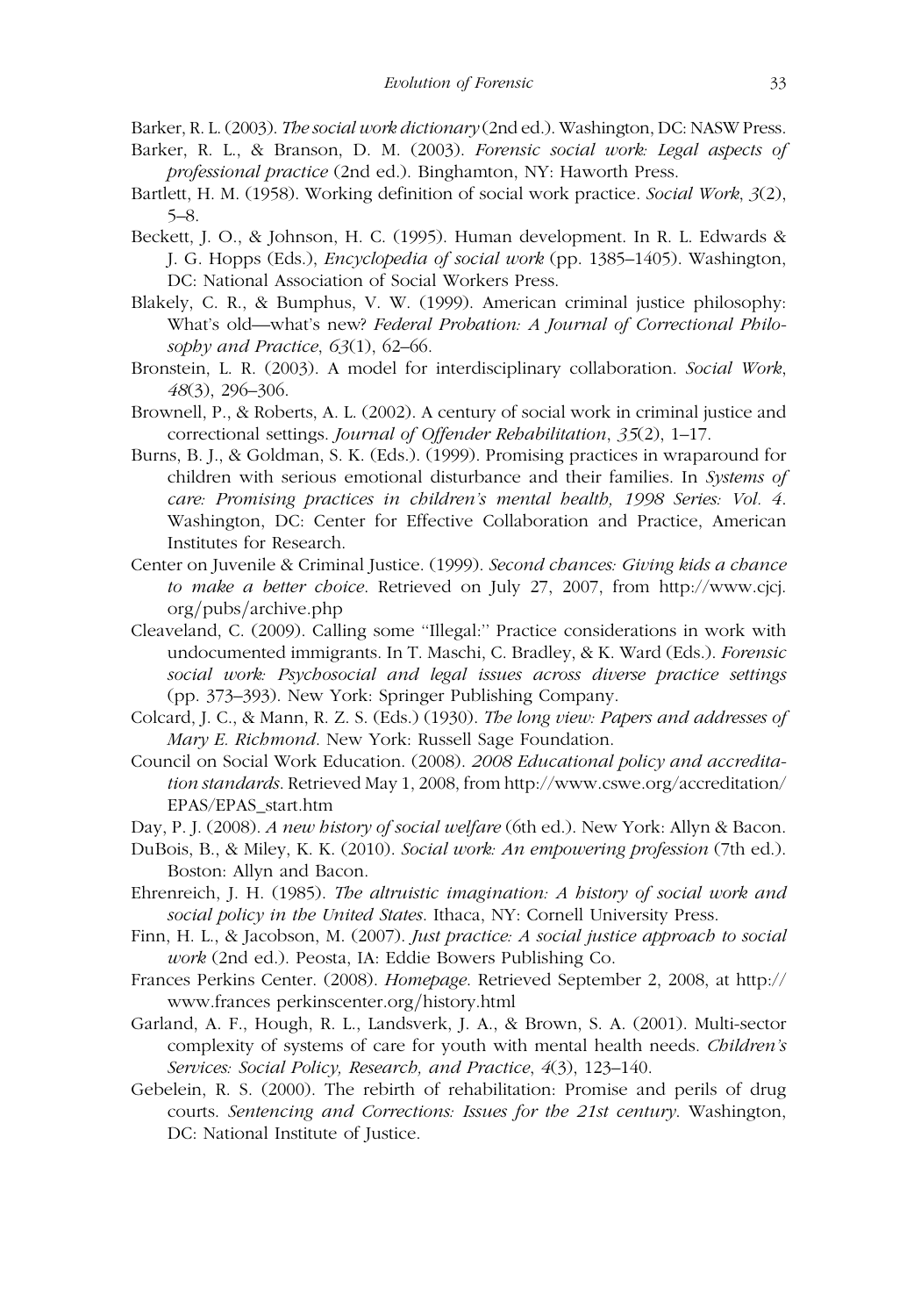Barker, R. L. (2003). *The social work dictionary* (2nd ed.). Washington, DC: NASW Press.

Barker, R. L., & Branson, D. M. (2003). *Forensic social work: Legal aspects of professional practice* (2nd ed.). Binghamton, NY: Haworth Press.

Bartlett, H. M. (1958). Working definition of social work practice. *Social Work*, *3*(2), 5–8.

Beckett, J. O., & Johnson, H. C. (1995). Human development. In R. L. Edwards & J. G. Hopps (Eds.), *Encyclopedia of social work* (pp. 1385–1405). Washington, DC: National Association of Social Workers Press.

Blakely, C. R., & Bumphus, V. W. (1999). American criminal justice philosophy: What's old—what's new? *Federal Probation: A Journal of Correctional Philosophy and Practice*, *63*(1), 62–66.

Bronstein, L. R. (2003). A model for interdisciplinary collaboration. *Social Work*, *48*(3), 296–306.

Brownell, P., & Roberts, A. L. (2002). A century of social work in criminal justice and correctional settings. *Journal of Offender Rehabilitation*, *35*(2), 1–17.

Burns, B. J., & Goldman, S. K. (Eds.). (1999). Promising practices in wraparound for children with serious emotional disturbance and their families. In *Systems of care: Promising practices in children's mental health, 1998 Series: Vol. 4*. Washington, DC: Center for Effective Collaboration and Practice, American Institutes for Research.

Center on Juvenile & Criminal Justice. (1999). *Second chances: Giving kids a chance to make a better choice*. Retrieved on July 27, 2007, from http://www.cjcj.org/pubs/archive.php

Cleaveland, C. (2009). Calling some "Illegal:" Practice considerations in work with undocumented immigrants. In T. Maschi, C. Bradley, & K. Ward (Eds.). *Forensic social work: Psychosocial and legal issues across diverse practice settings* (pp. 373–393). New York: Springer Publishing Company.

Colcard, J. C., & Mann, R. Z. S. (Eds.) (1930). *The long view: Papers and addresses of Mary E. Richmond*. New York: Russell Sage Foundation.

Council on Social Work Education. (2008). *2008 Educational policy and accreditation standards*. Retrieved May 1, 2008, from http://www.cswe.org/accreditation/EPAS/EPAS_start.htm

Day, P. J. (2008). *A new history of social welfare* (6th ed.). New York: Allyn & Bacon.

DuBois, B., & Miley, K. K. (2010). *Social work: An empowering profession* (7th ed.). Boston: Allyn and Bacon.

Ehrenreich, J. H. (1985). *The altruistic imagination: A history of social work and social policy in the United States*. Ithaca, NY: Cornell University Press.

Finn, H. L., & Jacobson, M. (2007). *Just practice: A social justice approach to social work* (2nd ed.). Peosta, IA: Eddie Bowers Publishing Co.

Frances Perkins Center. (2008). *Homepage*. Retrieved September 2, 2008, at http://www.frances perkinscenter.org/history.html

Garland, A. F., Hough, R. L., Landsverk, J. A., & Brown, S. A. (2001). Multi-sector complexity of systems of care for youth with mental health needs. *Children's Services: Social Policy, Research, and Practice*, *4*(3), 123–140.

Gebelein, R. S. (2000). The rebirth of rehabilitation: Promise and perils of drug courts. *Sentencing and Corrections: Issues for the 21st century*. Washington, DC: National Institute of Justice.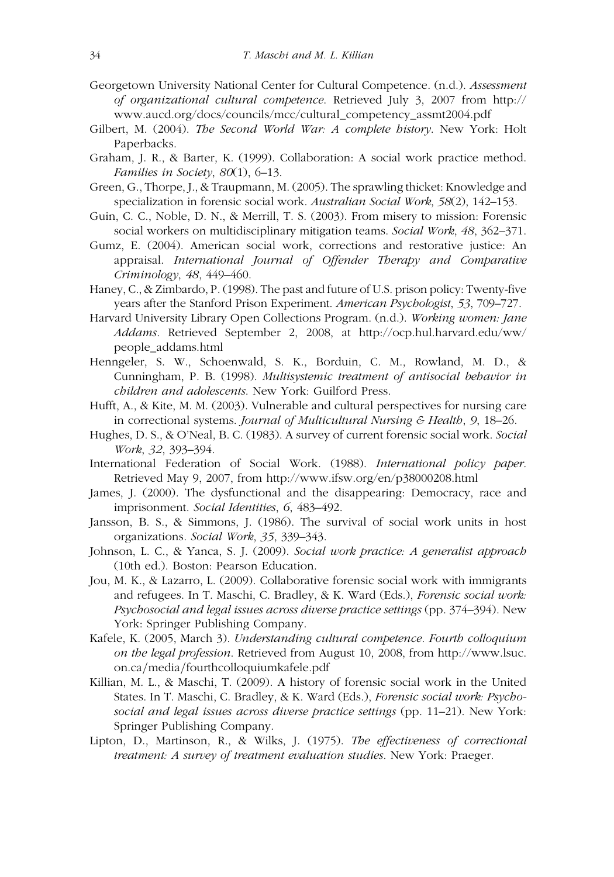Georgetown University National Center for Cultural Competence. (n.d.). *Assessment of organizational cultural competence*. Retrieved July 3, 2007 from http://www.aucd.org/docs/councils/mcc/cultural_competency_assmt2004.pdf

Gilbert, M. (2004). *The Second World War: A complete history*. New York: Holt Paperbacks.

Graham, J. R., & Barter, K. (1999). Collaboration: A social work practice method. *Families in Society*, *80*(1), 6–13.

Green, G., Thorpe, J., & Traupmann, M. (2005). The sprawling thicket: Knowledge and specialization in forensic social work. *Australian Social Work*, *58*(2), 142–153.

Guin, C. C., Noble, D. N., & Merrill, T. S. (2003). From misery to mission: Forensic social workers on multidisciplinary mitigation teams. *Social Work*, *48*, 362–371.

Gumz, E. (2004). American social work, corrections and restorative justice: An appraisal. *International Journal of Offender Therapy and Comparative Criminology*, *48*, 449–460.

Haney, C., & Zimbardo, P. (1998). The past and future of U.S. prison policy: Twenty-five years after the Stanford Prison Experiment. *American Psychologist*, *53*, 709–727.

Harvard University Library Open Collections Program. (n.d.). *Working women: Jane Addams*. Retrieved September 2, 2008, at http://ocp.hul.harvard.edu/ww/people_addams.html

Henngeler, S. W., Schoenwald, S. K., Borduin, C. M., Rowland, M. D., & Cunningham, P. B. (1998). *Multisystemic treatment of antisocial behavior in children and adolescents*. New York: Guilford Press.

Hufft, A., & Kite, M. M. (2003). Vulnerable and cultural perspectives for nursing care in correctional systems. *Journal of Multicultural Nursing & Health*, *9*, 18–26.

Hughes, D. S., & O'Neal, B. C. (1983). A survey of current forensic social work. *Social Work*, *32*, 393–394.

International Federation of Social Work. (1988). *International policy paper*. Retrieved May 9, 2007, from http://www.ifsw.org/en/p38000208.html

James, J. (2000). The dysfunctional and the disappearing: Democracy, race and imprisonment. *Social Identities*, *6*, 483–492.

Jansson, B. S., & Simmons, J. (1986). The survival of social work units in host organizations. *Social Work*, *35*, 339–343.

Johnson, L. C., & Yanca, S. J. (2009). *Social work practice: A generalist approach* (10th ed.). Boston: Pearson Education.

Jou, M. K., & Lazarro, L. (2009). Collaborative forensic social work with immigrants and refugees. In T. Maschi, C. Bradley, & K. Ward (Eds.), *Forensic social work: Psychosocial and legal issues across diverse practice settings* (pp. 374–394). New York: Springer Publishing Company.

Kafele, K. (2005, March 3). *Understanding cultural competence. Fourth colloquium on the legal profession*. Retrieved from August 10, 2008, from http://www.lsuc.on.ca/media/fourthcolloquiumkafele.pdf

Killian, M. L., & Maschi, T. (2009). A history of forensic social work in the United States. In T. Maschi, C. Bradley, & K. Ward (Eds.), *Forensic social work: Psychosocial and legal issues across diverse practice settings* (pp. 11–21). New York: Springer Publishing Company.

Lipton, D., Martinson, R., & Wilks, J. (1975). *The effectiveness of correctional treatment: A survey of treatment evaluation studies*. New York: Praeger.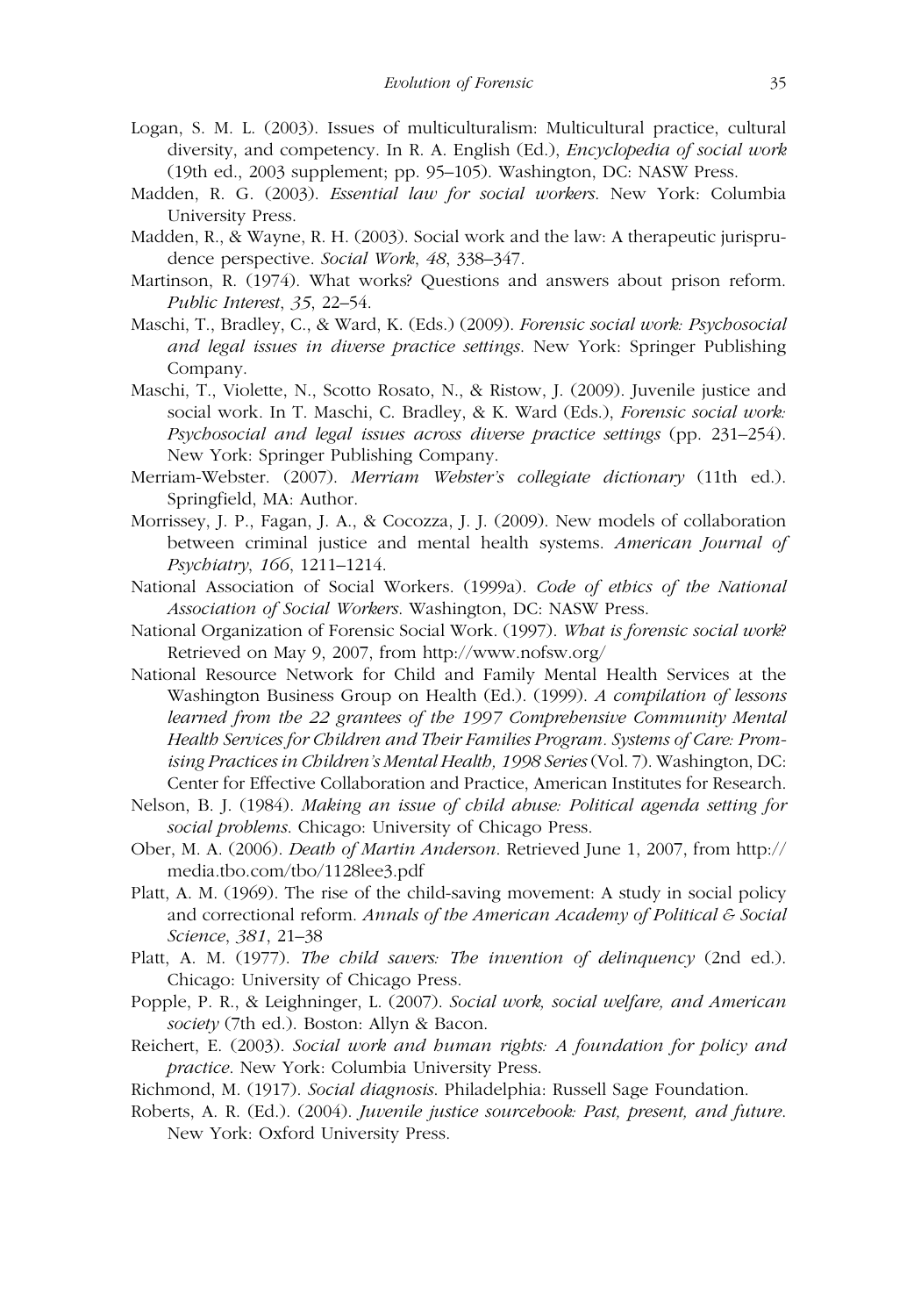Logan, S. M. L. (2003). Issues of multiculturalism: Multicultural practice, cultural diversity, and competency. In R. A. English (Ed.), *Encyclopedia of social work* (19th ed., 2003 supplement; pp. 95–105). Washington, DC: NASW Press.

Madden, R. G. (2003). *Essential law for social workers*. New York: Columbia University Press.

Madden, R., & Wayne, R. H. (2003). Social work and the law: A therapeutic jurisprudence perspective. *Social Work*, *48*, 338–347.

Martinson, R. (1974). What works? Questions and answers about prison reform. *Public Interest*, *35*, 22–54.

Maschi, T., Bradley, C., & Ward, K. (Eds.) (2009). *Forensic social work: Psychosocial and legal issues in diverse practice settings*. New York: Springer Publishing Company.

Maschi, T., Violette, N., Scotto Rosato, N., & Ristow, J. (2009). Juvenile justice and social work. In T. Maschi, C. Bradley, & K. Ward (Eds.), *Forensic social work: Psychosocial and legal issues across diverse practice settings* (pp. 231–254). New York: Springer Publishing Company.

Merriam-Webster. (2007). *Merriam Webster's collegiate dictionary* (11th ed.). Springfield, MA: Author.

Morrissey, J. P., Fagan, J. A., & Cocozza, J. J. (2009). New models of collaboration between criminal justice and mental health systems. *American Journal of Psychiatry*, *166*, 1211–1214.

National Association of Social Workers. (1999a). *Code of ethics of the National Association of Social Workers*. Washington, DC: NASW Press.

National Organization of Forensic Social Work. (1997). *What is forensic social work?* Retrieved on May 9, 2007, from http://www.nofsw.org/

National Resource Network for Child and Family Mental Health Services at the Washington Business Group on Health (Ed.). (1999). *A compilation of lessons learned from the 22 grantees of the 1997 Comprehensive Community Mental Health Services for Children and Their Families Program. Systems of Care: Promising Practices in Children's Mental Health, 1998 Series* (Vol. 7). Washington, DC: Center for Effective Collaboration and Practice, American Institutes for Research.

Nelson, B. J. (1984). *Making an issue of child abuse: Political agenda setting for social problems*. Chicago: University of Chicago Press.

Ober, M. A. (2006). *Death of Martin Anderson*. Retrieved June 1, 2007, from http://media.tbo.com/tbo/1128lee3.pdf

Platt, A. M. (1969). The rise of the child-saving movement: A study in social policy and correctional reform. *Annals of the American Academy of Political & Social Science*, *381*, 21–38

Platt, A. M. (1977). *The child savers: The invention of delinquency* (2nd ed.). Chicago: University of Chicago Press.

Popple, P. R., & Leighninger, L. (2007). *Social work, social welfare, and American society* (7th ed.). Boston: Allyn & Bacon.

Reichert, E. (2003). *Social work and human rights: A foundation for policy and practice*. New York: Columbia University Press.

Richmond, M. (1917). *Social diagnosis*. Philadelphia: Russell Sage Foundation.

Roberts, A. R. (Ed.). (2004). *Juvenile justice sourcebook: Past, present, and future*. New York: Oxford University Press.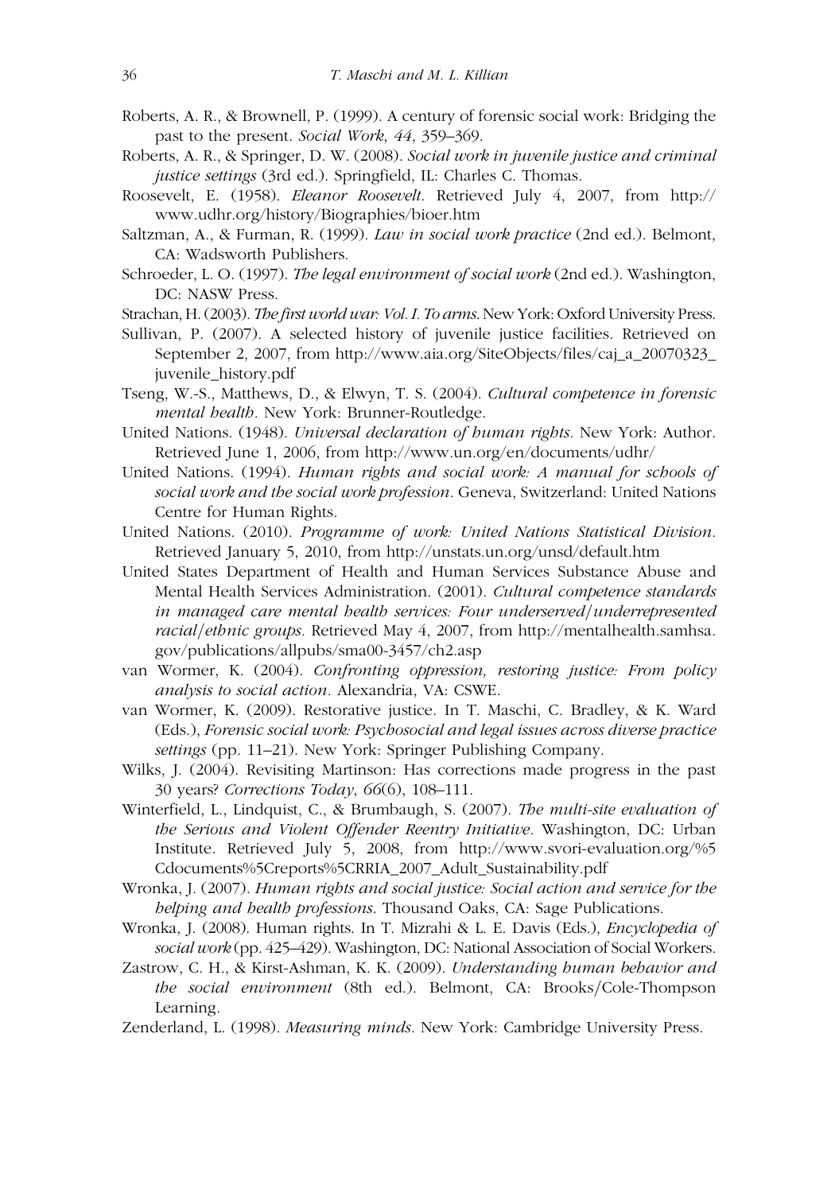Roberts, A. R., & Brownell, P. (1999). A century of forensic social work: Bridging the past to the present. *Social Work*, *44*, 359–369.

Roberts, A. R., & Springer, D. W. (2008). *Social work in juvenile justice and criminal justice settings* (3rd ed.). Springfield, IL: Charles C. Thomas.

Roosevelt, E. (1958). *Eleanor Roosevelt*. Retrieved July 4, 2007, from http://www.udhr.org/history/Biographies/bioer.htm

Saltzman, A., & Furman, R. (1999). *Law in social work practice* (2nd ed.). Belmont, CA: Wadsworth Publishers.

Schroeder, L. O. (1997). *The legal environment of social work* (2nd ed.). Washington, DC: NASW Press.

Strachan, H. (2003). *The first world war: Vol. I. To arms*. New York: Oxford University Press.

Sullivan, P. (2007). A selected history of juvenile justice facilities. Retrieved on September 2, 2007, from http://www.aia.org/SiteObjects/files/caj_a_20070323_juvenile_history.pdf

Tseng, W.-S., Matthews, D., & Elwyn, T. S. (2004). *Cultural competence in forensic mental health*. New York: Brunner-Routledge.

United Nations. (1948). *Universal declaration of human rights*. New York: Author. Retrieved June 1, 2006, from http://www.un.org/en/documents/udhr/

United Nations. (1994). *Human rights and social work: A manual for schools of social work and the social work profession*. Geneva, Switzerland: United Nations Centre for Human Rights.

United Nations. (2010). *Programme of work: United Nations Statistical Division*. Retrieved January 5, 2010, from http://unstats.un.org/unsd/default.htm

United States Department of Health and Human Services Substance Abuse and Mental Health Services Administration. (2001). *Cultural competence standards in managed care mental health services: Four underserved/underrepresented racial/ethnic groups*. Retrieved May 4, 2007, from http://mentalhealth.samhsa.gov/publications/allpubs/sma00-3457/ch2.asp

van Wormer, K. (2004). *Confronting oppression, restoring justice: From policy analysis to social action*. Alexandria, VA: CSWE.

van Wormer, K. (2009). Restorative justice. In T. Maschi, C. Bradley, & K. Ward (Eds.), *Forensic social work: Psychosocial and legal issues across diverse practice settings* (pp. 11–21). New York: Springer Publishing Company.

Wilks, J. (2004). Revisiting Martinson: Has corrections made progress in the past 30 years? *Corrections Today*, *66*(6), 108–111.

Winterfield, L., Lindquist, C., & Brumbaugh, S. (2007). *The multi-site evaluation of the Serious and Violent Offender Reentry Initiative*. Washington, DC: Urban Institute. Retrieved July 5, 2008, from http://www.svori-evaluation.org/%5Cdocuments%5Creports%5CRRIA_2007_Adult_Sustainability.pdf

Wronka, J. (2007). *Human rights and social justice: Social action and service for the helping and health professions*. Thousand Oaks, CA: Sage Publications.

Wronka, J. (2008). Human rights. In T. Mizrahi & L. E. Davis (Eds.), *Encyclopedia of social work* (pp. 425–429). Washington, DC: National Association of Social Workers.

Zastrow, C. H., & Kirst-Ashman, K. K. (2009). *Understanding human behavior and the social environment* (8th ed.). Belmont, CA: Brooks/Cole-Thompson Learning.

Zenderland, L. (1998). *Measuring minds*. New York: Cambridge University Press.